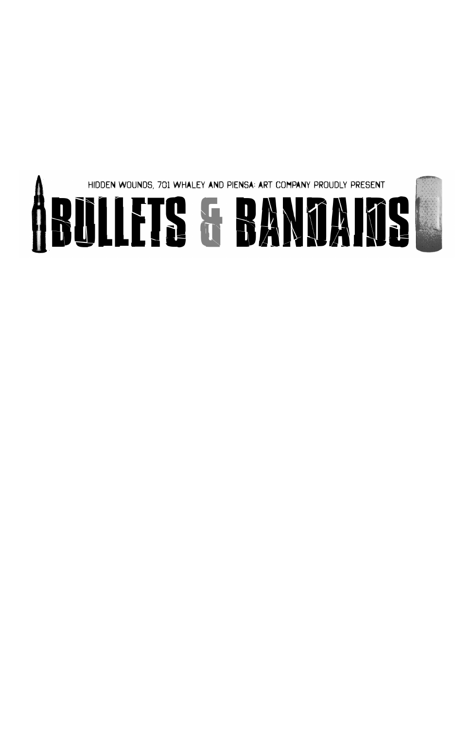HIDDEN WOUNDS, 701 WHALEY AND PIENSA: ART COMPANY PROUDLY PRESENT

# BULLETS & BANDAIDS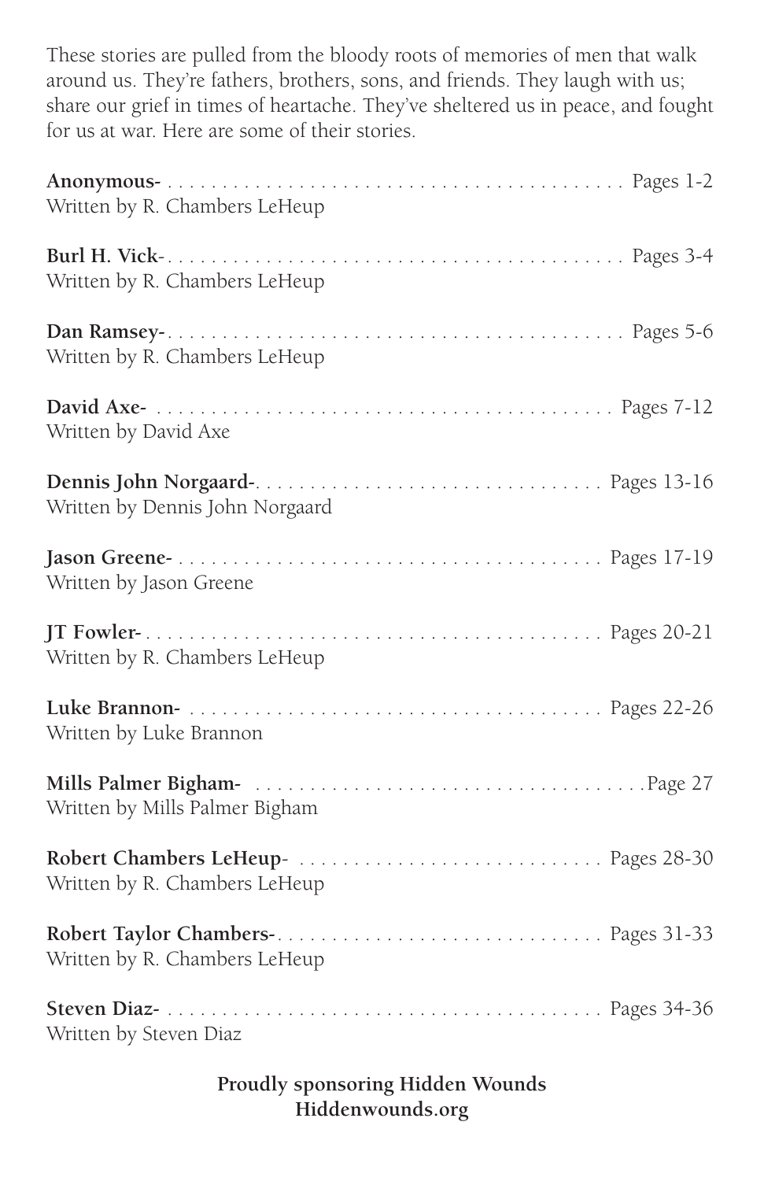These stories are pulled from the bloody roots of memories of men that walk around us. They're fathers, brothers, sons, and friends. They laugh with us; share our grief in times of heartache. They've sheltered us in peace, and fought for us at war. Here are some of their stories.

**Anonymous-** . . . . . . . . . . . . . . . . . . . . . . . . . . . . . . . . . . . . . . . . . . Pages 1-2
Written by R. Chambers LeHeup

**Burl H. Vick**- . . . . . . . . . . . . . . . . . . . . . . . . . . . . . . . . . . . . . . . . . . Pages 3-4
Written by R. Chambers LeHeup

**Dan Ramsey-**. . . . . . . . . . . . . . . . . . . . . . . . . . . . . . . . . . . . . . . . . . Pages 5-6
Written by R. Chambers LeHeup

**David Axe-** . . . . . . . . . . . . . . . . . . . . . . . . . . . . . . . . . . . . . . . . . Pages 7-12
Written by David Axe

**Dennis John Norgaard-**. . . . . . . . . . . . . . . . . . . . . . . . . . . . . . . . Pages 13-16
Written by Dennis John Norgaard

**Jason Greene-** . . . . . . . . . . . . . . . . . . . . . . . . . . . . . . . . . . . . . . . Pages 17-19
Written by Jason Greene

**JT Fowler-**. . . . . . . . . . . . . . . . . . . . . . . . . . . . . . . . . . . . . . . . . Pages 20-21
Written by R. Chambers LeHeup

**Luke Brannon-** . . . . . . . . . . . . . . . . . . . . . . . . . . . . . . . . . . . . . . Pages 22-26
Written by Luke Brannon

**Mills Palmer Bigham-** . . . . . . . . . . . . . . . . . . . . . . . . . . . . . . . . . . .Page 27
Written by Mills Palmer Bigham

**Robert Chambers LeHeup**- . . . . . . . . . . . . . . . . . . . . . . . . . . . . Pages 28-30
Written by R. Chambers LeHeup

**Robert Taylor Chambers-**. . . . . . . . . . . . . . . . . . . . . . . . . . . . . . Pages 31-33
Written by R. Chambers LeHeup

**Steven Diaz-** . . . . . . . . . . . . . . . . . . . . . . . . . . . . . . . . . . . . . . . . Pages 34-36
Written by Steven Diaz

**Proudly sponsoring Hidden Wounds**
**Hiddenwounds.org**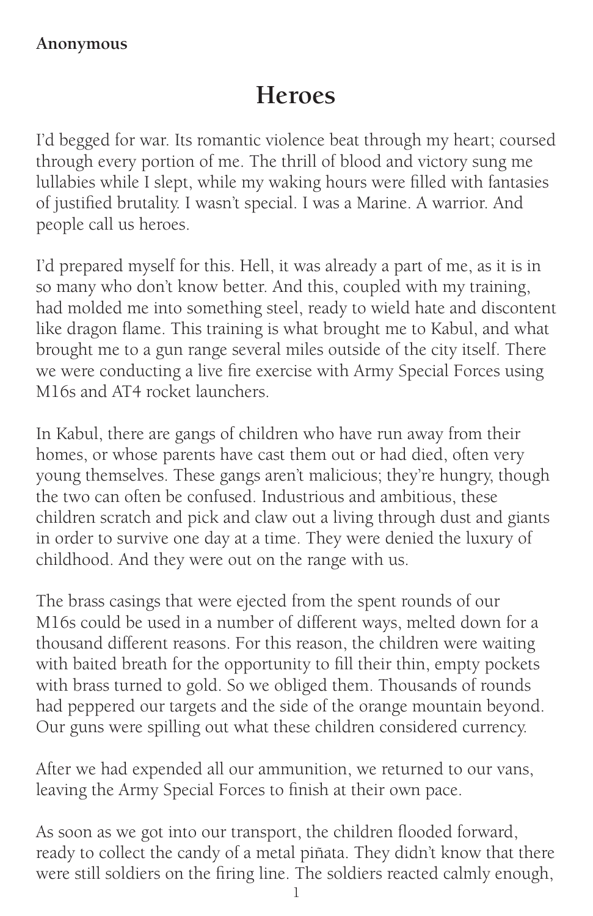**Anonymous**

# Heroes

I'd begged for war. Its romantic violence beat through my heart; coursed through every portion of me. The thrill of blood and victory sung me lullabies while I slept, while my waking hours were filled with fantasies of justified brutality. I wasn't special. I was a Marine. A warrior. And people call us heroes.

I'd prepared myself for this. Hell, it was already a part of me, as it is in so many who don't know better. And this, coupled with my training, had molded me into something steel, ready to wield hate and discontent like dragon flame. This training is what brought me to Kabul, and what brought me to a gun range several miles outside of the city itself. There we were conducting a live fire exercise with Army Special Forces using M16s and AT4 rocket launchers.

In Kabul, there are gangs of children who have run away from their homes, or whose parents have cast them out or had died, often very young themselves. These gangs aren't malicious; they're hungry, though the two can often be confused. Industrious and ambitious, these children scratch and pick and claw out a living through dust and giants in order to survive one day at a time. They were denied the luxury of childhood. And they were out on the range with us.

The brass casings that were ejected from the spent rounds of our M16s could be used in a number of different ways, melted down for a thousand different reasons. For this reason, the children were waiting with baited breath for the opportunity to fill their thin, empty pockets with brass turned to gold. So we obliged them. Thousands of rounds had peppered our targets and the side of the orange mountain beyond. Our guns were spilling out what these children considered currency.

After we had expended all our ammunition, we returned to our vans, leaving the Army Special Forces to finish at their own pace.

As soon as we got into our transport, the children flooded forward, ready to collect the candy of a metal piñata. They didn't know that there were still soldiers on the firing line. The soldiers reacted calmly enough,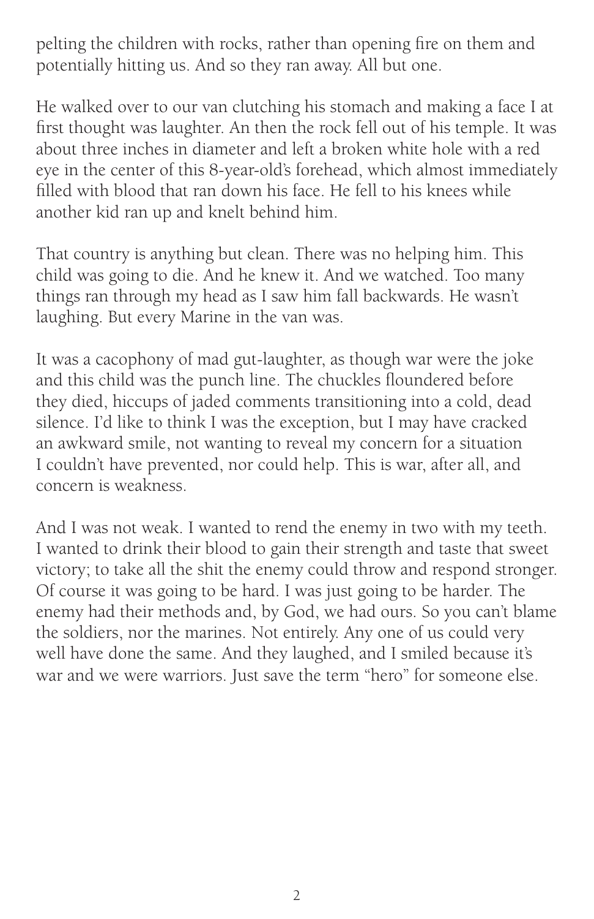pelting the children with rocks, rather than opening fire on them and potentially hitting us. And so they ran away. All but one.

He walked over to our van clutching his stomach and making a face I at first thought was laughter. An then the rock fell out of his temple. It was about three inches in diameter and left a broken white hole with a red eye in the center of this 8-year-old's forehead, which almost immediately filled with blood that ran down his face. He fell to his knees while another kid ran up and knelt behind him.

That country is anything but clean. There was no helping him. This child was going to die. And he knew it. And we watched. Too many things ran through my head as I saw him fall backwards. He wasn't laughing. But every Marine in the van was.

It was a cacophony of mad gut-laughter, as though war were the joke and this child was the punch line. The chuckles floundered before they died, hiccups of jaded comments transitioning into a cold, dead silence. I'd like to think I was the exception, but I may have cracked an awkward smile, not wanting to reveal my concern for a situation I couldn't have prevented, nor could help. This is war, after all, and concern is weakness.

And I was not weak. I wanted to rend the enemy in two with my teeth. I wanted to drink their blood to gain their strength and taste that sweet victory; to take all the shit the enemy could throw and respond stronger. Of course it was going to be hard. I was just going to be harder. The enemy had their methods and, by God, we had ours. So you can't blame the soldiers, nor the marines. Not entirely. Any one of us could very well have done the same. And they laughed, and I smiled because it's war and we were warriors. Just save the term "hero" for someone else.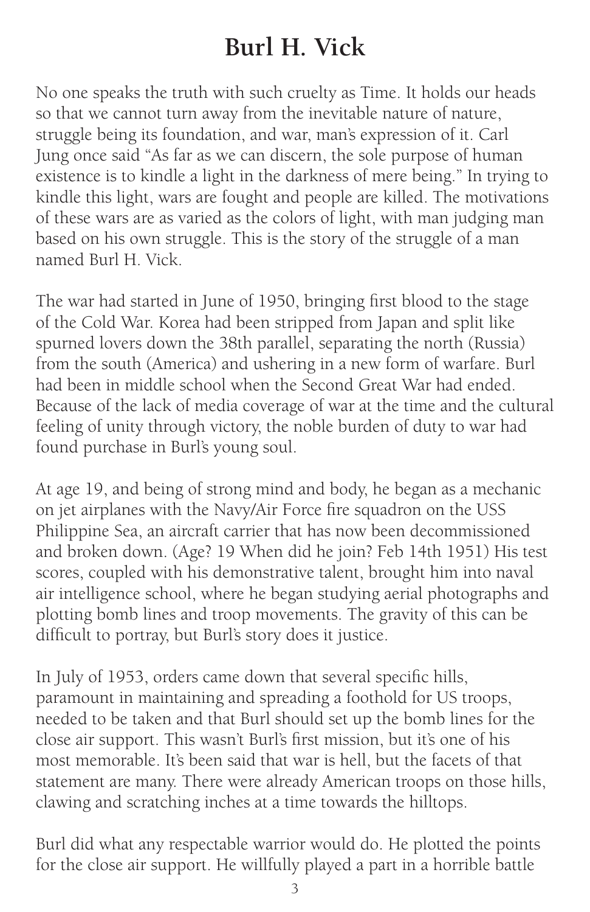# Burl H. Vick

No one speaks the truth with such cruelty as Time. It holds our heads so that we cannot turn away from the inevitable nature of nature, struggle being its foundation, and war, man's expression of it. Carl Jung once said "As far as we can discern, the sole purpose of human existence is to kindle a light in the darkness of mere being." In trying to kindle this light, wars are fought and people are killed. The motivations of these wars are as varied as the colors of light, with man judging man based on his own struggle. This is the story of the struggle of a man named Burl H. Vick.

The war had started in June of 1950, bringing first blood to the stage of the Cold War. Korea had been stripped from Japan and split like spurned lovers down the 38th parallel, separating the north (Russia) from the south (America) and ushering in a new form of warfare. Burl had been in middle school when the Second Great War had ended. Because of the lack of media coverage of war at the time and the cultural feeling of unity through victory, the noble burden of duty to war had found purchase in Burl's young soul.

At age 19, and being of strong mind and body, he began as a mechanic on jet airplanes with the Navy/Air Force fire squadron on the USS Philippine Sea, an aircraft carrier that has now been decommissioned and broken down. (Age? 19 When did he join? Feb 14th 1951) His test scores, coupled with his demonstrative talent, brought him into naval air intelligence school, where he began studying aerial photographs and plotting bomb lines and troop movements. The gravity of this can be difficult to portray, but Burl's story does it justice.

In July of 1953, orders came down that several specific hills, paramount in maintaining and spreading a foothold for US troops, needed to be taken and that Burl should set up the bomb lines for the close air support. This wasn't Burl's first mission, but it's one of his most memorable. It's been said that war is hell, but the facets of that statement are many. There were already American troops on those hills, clawing and scratching inches at a time towards the hilltops.

Burl did what any respectable warrior would do. He plotted the points for the close air support. He willfully played a part in a horrible battle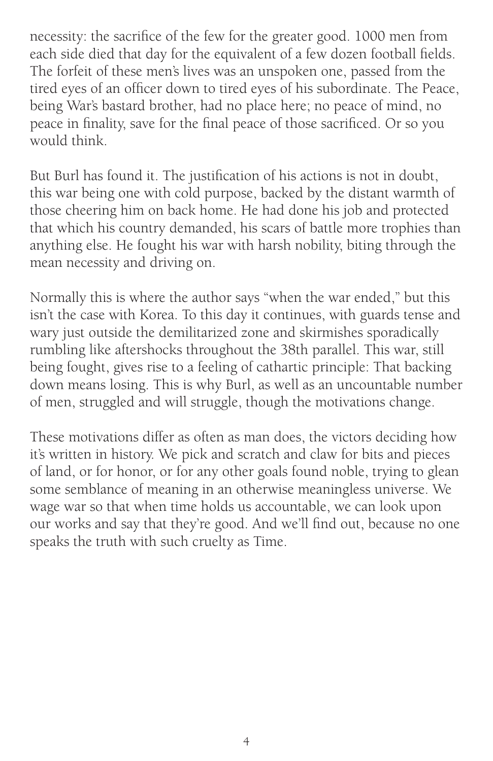necessity: the sacrifice of the few for the greater good. 1000 men from each side died that day for the equivalent of a few dozen football fields. The forfeit of these men's lives was an unspoken one, passed from the tired eyes of an officer down to tired eyes of his subordinate. The Peace, being War's bastard brother, had no place here; no peace of mind, no peace in finality, save for the final peace of those sacrificed. Or so you would think.

But Burl has found it. The justification of his actions is not in doubt, this war being one with cold purpose, backed by the distant warmth of those cheering him on back home. He had done his job and protected that which his country demanded, his scars of battle more trophies than anything else. He fought his war with harsh nobility, biting through the mean necessity and driving on.

Normally this is where the author says "when the war ended," but this isn't the case with Korea. To this day it continues, with guards tense and wary just outside the demilitarized zone and skirmishes sporadically rumbling like aftershocks throughout the 38th parallel. This war, still being fought, gives rise to a feeling of cathartic principle: That backing down means losing. This is why Burl, as well as an uncountable number of men, struggled and will struggle, though the motivations change.

These motivations differ as often as man does, the victors deciding how it's written in history. We pick and scratch and claw for bits and pieces of land, or for honor, or for any other goals found noble, trying to glean some semblance of meaning in an otherwise meaningless universe. We wage war so that when time holds us accountable, we can look upon our works and say that they're good. And we'll find out, because no one speaks the truth with such cruelty as Time.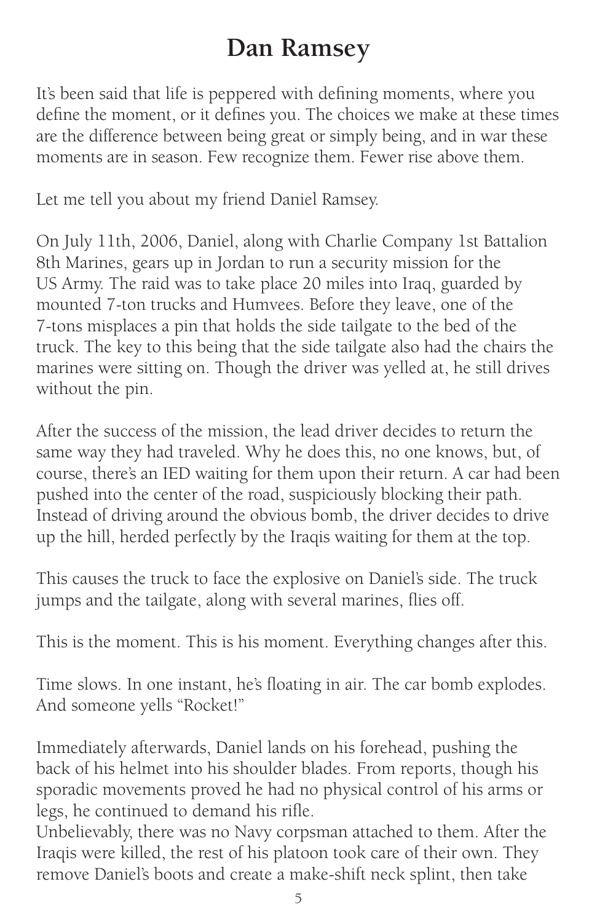# Dan Ramsey

It's been said that life is peppered with defining moments, where you define the moment, or it defines you. The choices we make at these times are the difference between being great or simply being, and in war these moments are in season. Few recognize them. Fewer rise above them.

Let me tell you about my friend Daniel Ramsey.

On July 11th, 2006, Daniel, along with Charlie Company 1st Battalion 8th Marines, gears up in Jordan to run a security mission for the US Army. The raid was to take place 20 miles into Iraq, guarded by mounted 7-ton trucks and Humvees. Before they leave, one of the 7-tons misplaces a pin that holds the side tailgate to the bed of the truck. The key to this being that the side tailgate also had the chairs the marines were sitting on. Though the driver was yelled at, he still drives without the pin.

After the success of the mission, the lead driver decides to return the same way they had traveled. Why he does this, no one knows, but, of course, there's an IED waiting for them upon their return. A car had been pushed into the center of the road, suspiciously blocking their path. Instead of driving around the obvious bomb, the driver decides to drive up the hill, herded perfectly by the Iraqis waiting for them at the top.

This causes the truck to face the explosive on Daniel's side. The truck jumps and the tailgate, along with several marines, flies off.

This is the moment. This is his moment. Everything changes after this.

Time slows. In one instant, he's floating in air. The car bomb explodes. And someone yells "Rocket!"

Immediately afterwards, Daniel lands on his forehead, pushing the back of his helmet into his shoulder blades. From reports, though his sporadic movements proved he had no physical control of his arms or legs, he continued to demand his rifle.

Unbelievably, there was no Navy corpsman attached to them. After the Iraqis were killed, the rest of his platoon took care of their own. They remove Daniel's boots and create a make-shift neck splint, then take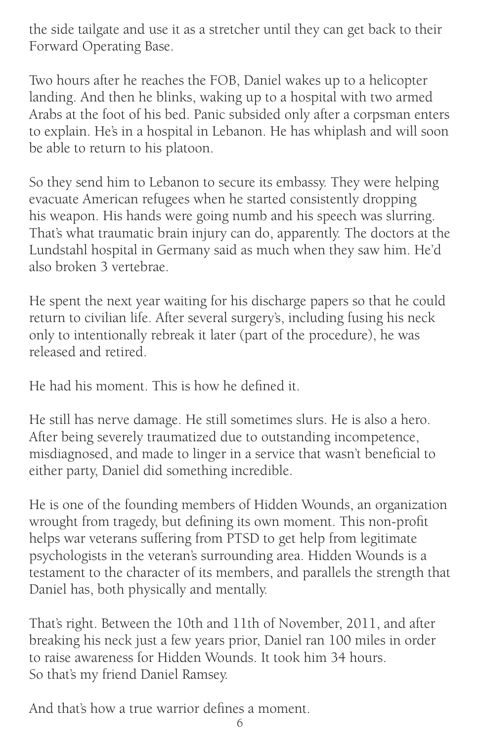the side tailgate and use it as a stretcher until they can get back to their Forward Operating Base.

Two hours after he reaches the FOB, Daniel wakes up to a helicopter landing. And then he blinks, waking up to a hospital with two armed Arabs at the foot of his bed. Panic subsided only after a corpsman enters to explain. He's in a hospital in Lebanon. He has whiplash and will soon be able to return to his platoon.

So they send him to Lebanon to secure its embassy. They were helping evacuate American refugees when he started consistently dropping his weapon. His hands were going numb and his speech was slurring. That's what traumatic brain injury can do, apparently. The doctors at the Lundstahl hospital in Germany said as much when they saw him. He'd also broken 3 vertebrae.

He spent the next year waiting for his discharge papers so that he could return to civilian life. After several surgery's, including fusing his neck only to intentionally rebreak it later (part of the procedure), he was released and retired.

He had his moment. This is how he defined it.

He still has nerve damage. He still sometimes slurs. He is also a hero. After being severely traumatized due to outstanding incompetence, misdiagnosed, and made to linger in a service that wasn't beneficial to either party, Daniel did something incredible.

He is one of the founding members of Hidden Wounds, an organization wrought from tragedy, but defining its own moment. This non-profit helps war veterans suffering from PTSD to get help from legitimate psychologists in the veteran's surrounding area. Hidden Wounds is a testament to the character of its members, and parallels the strength that Daniel has, both physically and mentally.

That's right. Between the 10th and 11th of November, 2011, and after breaking his neck just a few years prior, Daniel ran 100 miles in order to raise awareness for Hidden Wounds. It took him 34 hours.
So that's my friend Daniel Ramsey.

And that's how a true warrior defines a moment.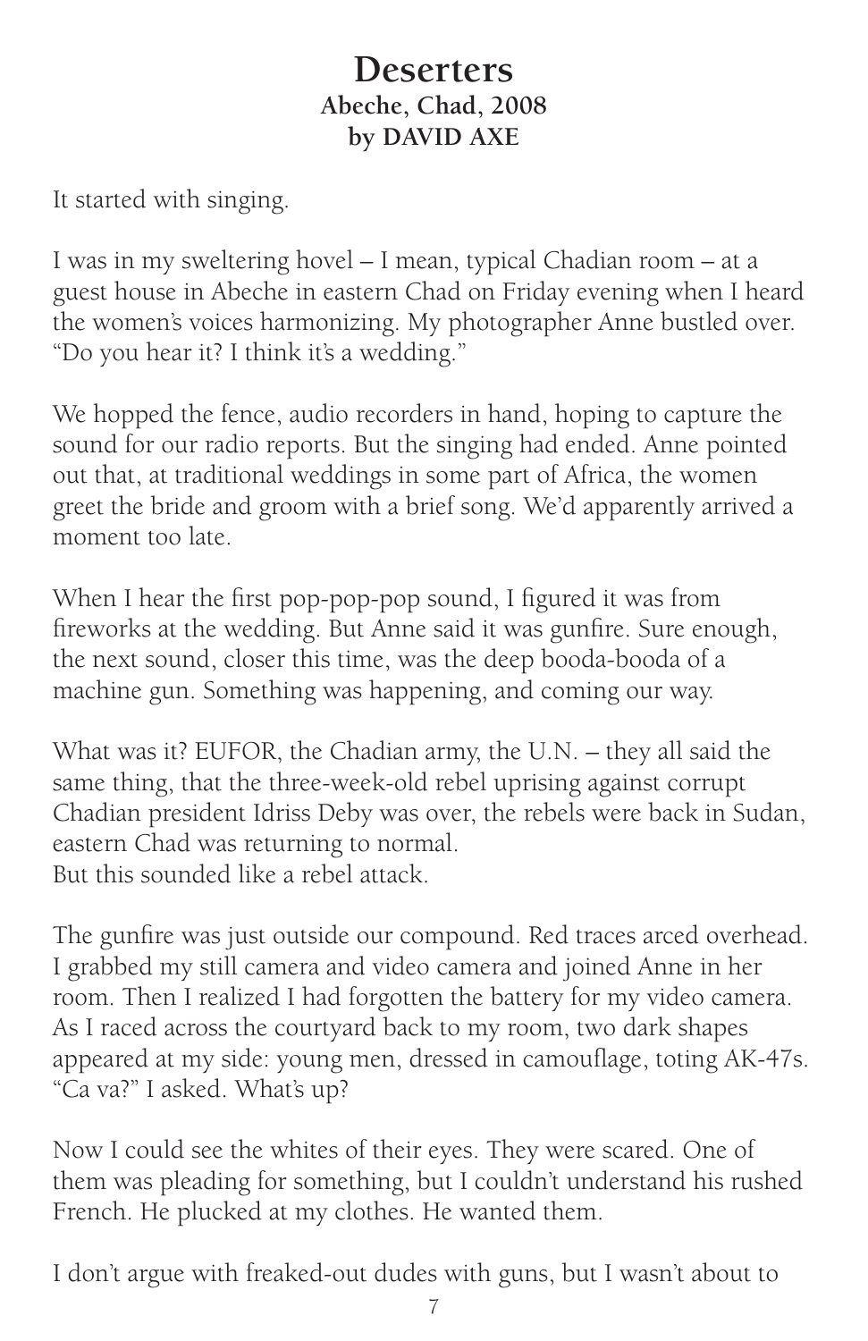# Deserters

**Abeche, Chad, 2008**

**by DAVID AXE**

It started with singing.

I was in my sweltering hovel – I mean, typical Chadian room – at a guest house in Abeche in eastern Chad on Friday evening when I heard the women's voices harmonizing. My photographer Anne bustled over. "Do you hear it? I think it's a wedding."

We hopped the fence, audio recorders in hand, hoping to capture the sound for our radio reports. But the singing had ended. Anne pointed out that, at traditional weddings in some part of Africa, the women greet the bride and groom with a brief song. We'd apparently arrived a moment too late.

When I hear the first pop-pop-pop sound, I figured it was from fireworks at the wedding. But Anne said it was gunfire. Sure enough, the next sound, closer this time, was the deep booda-booda of a machine gun. Something was happening, and coming our way.

What was it? EUFOR, the Chadian army, the U.N. – they all said the same thing, that the three-week-old rebel uprising against corrupt Chadian president Idriss Deby was over, the rebels were back in Sudan, eastern Chad was returning to normal.
But this sounded like a rebel attack.

The gunfire was just outside our compound. Red traces arced overhead. I grabbed my still camera and video camera and joined Anne in her room. Then I realized I had forgotten the battery for my video camera. As I raced across the courtyard back to my room, two dark shapes appeared at my side: young men, dressed in camouflage, toting AK-47s. "Ca va?" I asked. What's up?

Now I could see the whites of their eyes. They were scared. One of them was pleading for something, but I couldn't understand his rushed French. He plucked at my clothes. He wanted them.

I don't argue with freaked-out dudes with guns, but I wasn't about to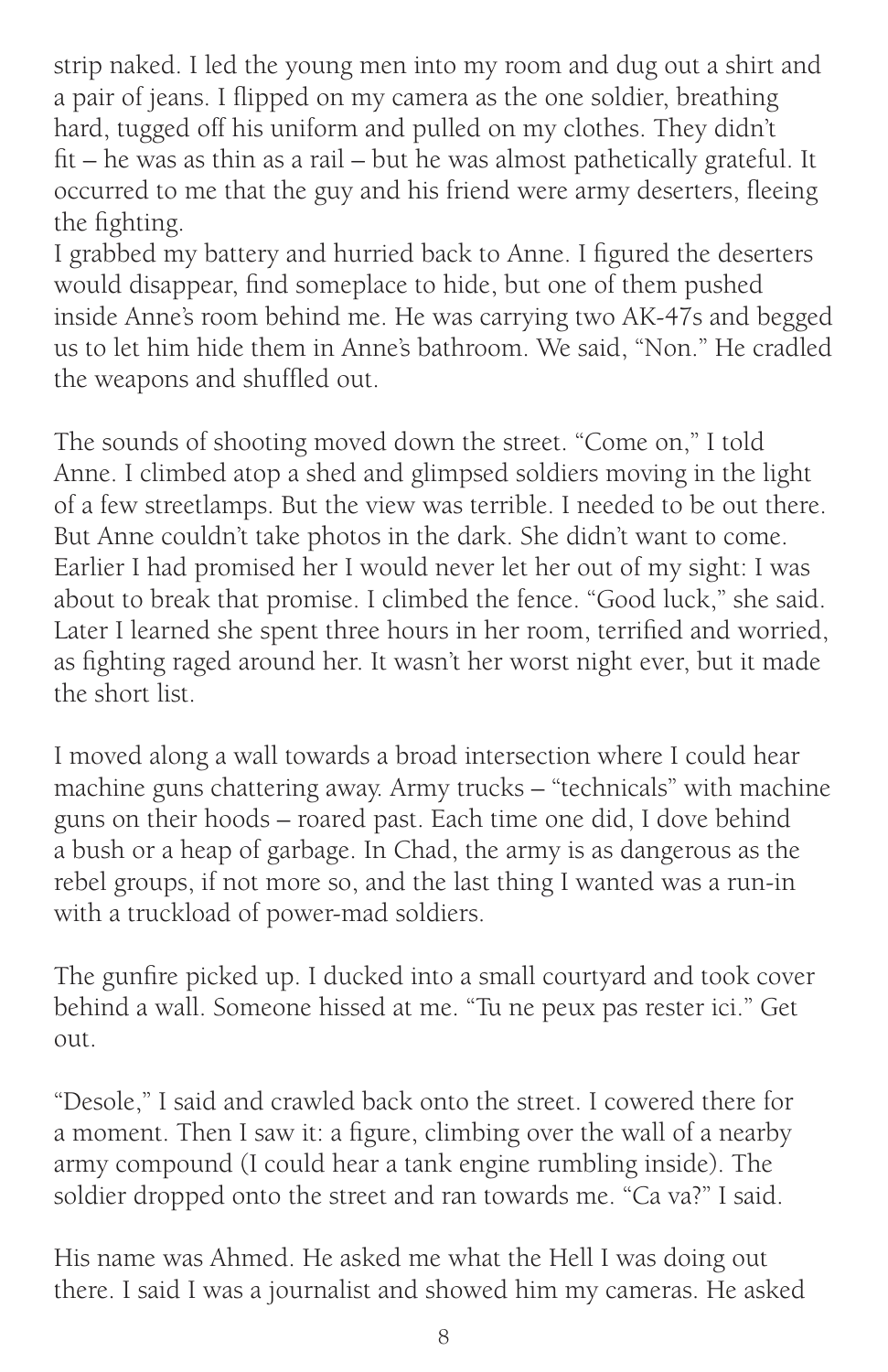strip naked. I led the young men into my room and dug out a shirt and a pair of jeans. I flipped on my camera as the one soldier, breathing hard, tugged off his uniform and pulled on my clothes. They didn't fit – he was as thin as a rail – but he was almost pathetically grateful. It occurred to me that the guy and his friend were army deserters, fleeing the fighting.
I grabbed my battery and hurried back to Anne. I figured the deserters would disappear, find someplace to hide, but one of them pushed inside Anne's room behind me. He was carrying two AK-47s and begged us to let him hide them in Anne's bathroom. We said, "Non." He cradled the weapons and shuffled out.

The sounds of shooting moved down the street. "Come on," I told Anne. I climbed atop a shed and glimpsed soldiers moving in the light of a few streetlamps. But the view was terrible. I needed to be out there. But Anne couldn't take photos in the dark. She didn't want to come. Earlier I had promised her I would never let her out of my sight: I was about to break that promise. I climbed the fence. "Good luck," she said. Later I learned she spent three hours in her room, terrified and worried, as fighting raged around her. It wasn't her worst night ever, but it made the short list.

I moved along a wall towards a broad intersection where I could hear machine guns chattering away. Army trucks – "technicals" with machine guns on their hoods – roared past. Each time one did, I dove behind a bush or a heap of garbage. In Chad, the army is as dangerous as the rebel groups, if not more so, and the last thing I wanted was a run-in with a truckload of power-mad soldiers.

The gunfire picked up. I ducked into a small courtyard and took cover behind a wall. Someone hissed at me. "Tu ne peux pas rester ici." Get out.

"Desole," I said and crawled back onto the street. I cowered there for a moment. Then I saw it: a figure, climbing over the wall of a nearby army compound (I could hear a tank engine rumbling inside). The soldier dropped onto the street and ran towards me. "Ca va?" I said.

His name was Ahmed. He asked me what the Hell I was doing out there. I said I was a journalist and showed him my cameras. He asked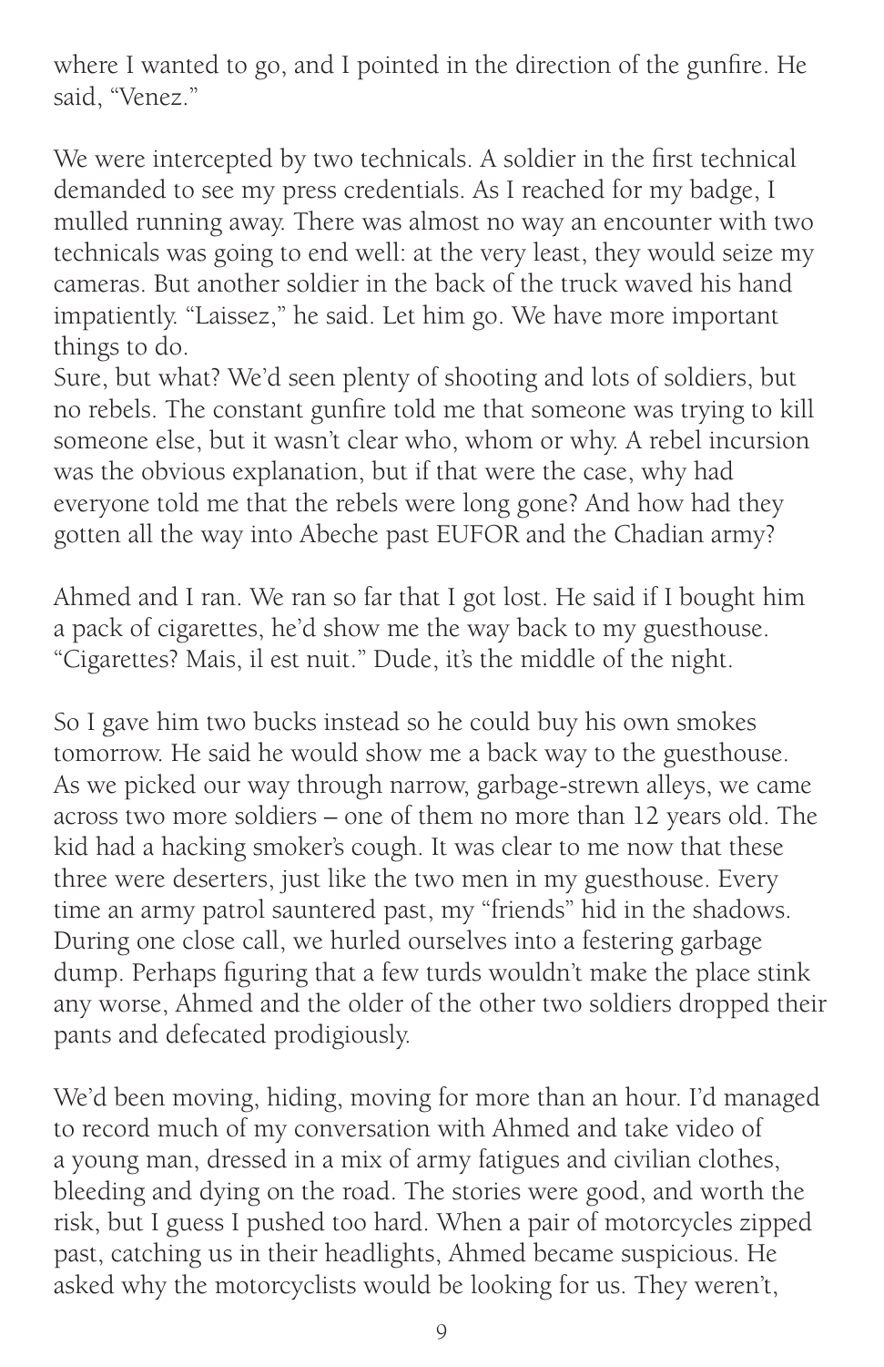where I wanted to go, and I pointed in the direction of the gunfire. He said, "Venez."

We were intercepted by two technicals. A soldier in the first technical demanded to see my press credentials. As I reached for my badge, I mulled running away. There was almost no way an encounter with two technicals was going to end well: at the very least, they would seize my cameras. But another soldier in the back of the truck waved his hand impatiently. "Laissez," he said. Let him go. We have more important things to do.

Sure, but what? We'd seen plenty of shooting and lots of soldiers, but no rebels. The constant gunfire told me that someone was trying to kill someone else, but it wasn't clear who, whom or why. A rebel incursion was the obvious explanation, but if that were the case, why had everyone told me that the rebels were long gone? And how had they gotten all the way into Abeche past EUFOR and the Chadian army?

Ahmed and I ran. We ran so far that I got lost. He said if I bought him a pack of cigarettes, he'd show me the way back to my guesthouse. "Cigarettes? Mais, il est nuit." Dude, it's the middle of the night.

So I gave him two bucks instead so he could buy his own smokes tomorrow. He said he would show me a back way to the guesthouse. As we picked our way through narrow, garbage-strewn alleys, we came across two more soldiers – one of them no more than 12 years old. The kid had a hacking smoker's cough. It was clear to me now that these three were deserters, just like the two men in my guesthouse. Every time an army patrol sauntered past, my "friends" hid in the shadows. During one close call, we hurled ourselves into a festering garbage dump. Perhaps figuring that a few turds wouldn't make the place stink any worse, Ahmed and the older of the other two soldiers dropped their pants and defecated prodigiously.

We'd been moving, hiding, moving for more than an hour. I'd managed to record much of my conversation with Ahmed and take video of a young man, dressed in a mix of army fatigues and civilian clothes, bleeding and dying on the road. The stories were good, and worth the risk, but I guess I pushed too hard. When a pair of motorcycles zipped past, catching us in their headlights, Ahmed became suspicious. He asked why the motorcyclists would be looking for us. They weren't,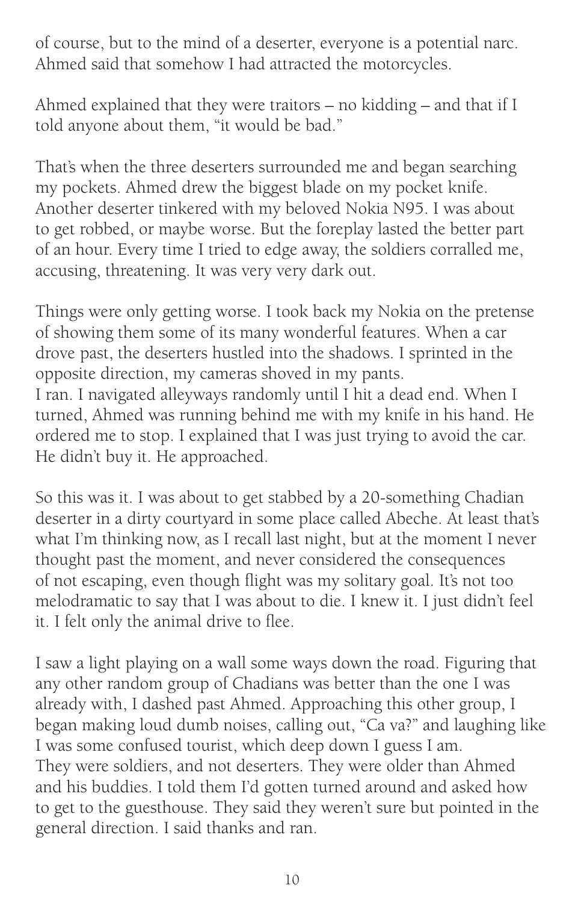of course, but to the mind of a deserter, everyone is a potential narc. Ahmed said that somehow I had attracted the motorcycles.

Ahmed explained that they were traitors – no kidding – and that if I told anyone about them, "it would be bad."

That's when the three deserters surrounded me and began searching my pockets. Ahmed drew the biggest blade on my pocket knife. Another deserter tinkered with my beloved Nokia N95. I was about to get robbed, or maybe worse. But the foreplay lasted the better part of an hour. Every time I tried to edge away, the soldiers corralled me, accusing, threatening. It was very very dark out.

Things were only getting worse. I took back my Nokia on the pretense of showing them some of its many wonderful features. When a car drove past, the deserters hustled into the shadows. I sprinted in the opposite direction, my cameras shoved in my pants.
I ran. I navigated alleyways randomly until I hit a dead end. When I turned, Ahmed was running behind me with my knife in his hand. He ordered me to stop. I explained that I was just trying to avoid the car. He didn't buy it. He approached.

So this was it. I was about to get stabbed by a 20-something Chadian deserter in a dirty courtyard in some place called Abeche. At least that's what I'm thinking now, as I recall last night, but at the moment I never thought past the moment, and never considered the consequences of not escaping, even though flight was my solitary goal. It's not too melodramatic to say that I was about to die. I knew it. I just didn't feel it. I felt only the animal drive to flee.

I saw a light playing on a wall some ways down the road. Figuring that any other random group of Chadians was better than the one I was already with, I dashed past Ahmed. Approaching this other group, I began making loud dumb noises, calling out, "Ca va?" and laughing like I was some confused tourist, which deep down I guess I am.
They were soldiers, and not deserters. They were older than Ahmed and his buddies. I told them I'd gotten turned around and asked how to get to the guesthouse. They said they weren't sure but pointed in the general direction. I said thanks and ran.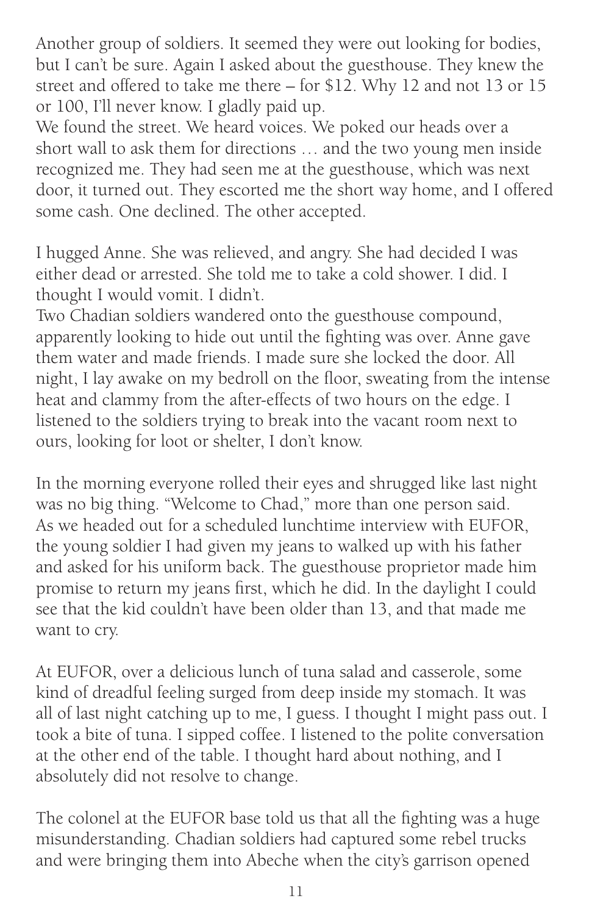Another group of soldiers. It seemed they were out looking for bodies, but I can't be sure. Again I asked about the guesthouse. They knew the street and offered to take me there – for $12. Why 12 and not 13 or 15 or 100, I'll never know. I gladly paid up.

We found the street. We heard voices. We poked our heads over a short wall to ask them for directions … and the two young men inside recognized me. They had seen me at the guesthouse, which was next door, it turned out. They escorted me the short way home, and I offered some cash. One declined. The other accepted.

I hugged Anne. She was relieved, and angry. She had decided I was either dead or arrested. She told me to take a cold shower. I did. I thought I would vomit. I didn't.

Two Chadian soldiers wandered onto the guesthouse compound, apparently looking to hide out until the fighting was over. Anne gave them water and made friends. I made sure she locked the door. All night, I lay awake on my bedroll on the floor, sweating from the intense heat and clammy from the after-effects of two hours on the edge. I listened to the soldiers trying to break into the vacant room next to ours, looking for loot or shelter, I don't know.

In the morning everyone rolled their eyes and shrugged like last night was no big thing. "Welcome to Chad," more than one person said. As we headed out for a scheduled lunchtime interview with EUFOR, the young soldier I had given my jeans to walked up with his father and asked for his uniform back. The guesthouse proprietor made him promise to return my jeans first, which he did. In the daylight I could see that the kid couldn't have been older than 13, and that made me want to cry.

At EUFOR, over a delicious lunch of tuna salad and casserole, some kind of dreadful feeling surged from deep inside my stomach. It was all of last night catching up to me, I guess. I thought I might pass out. I took a bite of tuna. I sipped coffee. I listened to the polite conversation at the other end of the table. I thought hard about nothing, and I absolutely did not resolve to change.

The colonel at the EUFOR base told us that all the fighting was a huge misunderstanding. Chadian soldiers had captured some rebel trucks and were bringing them into Abeche when the city's garrison opened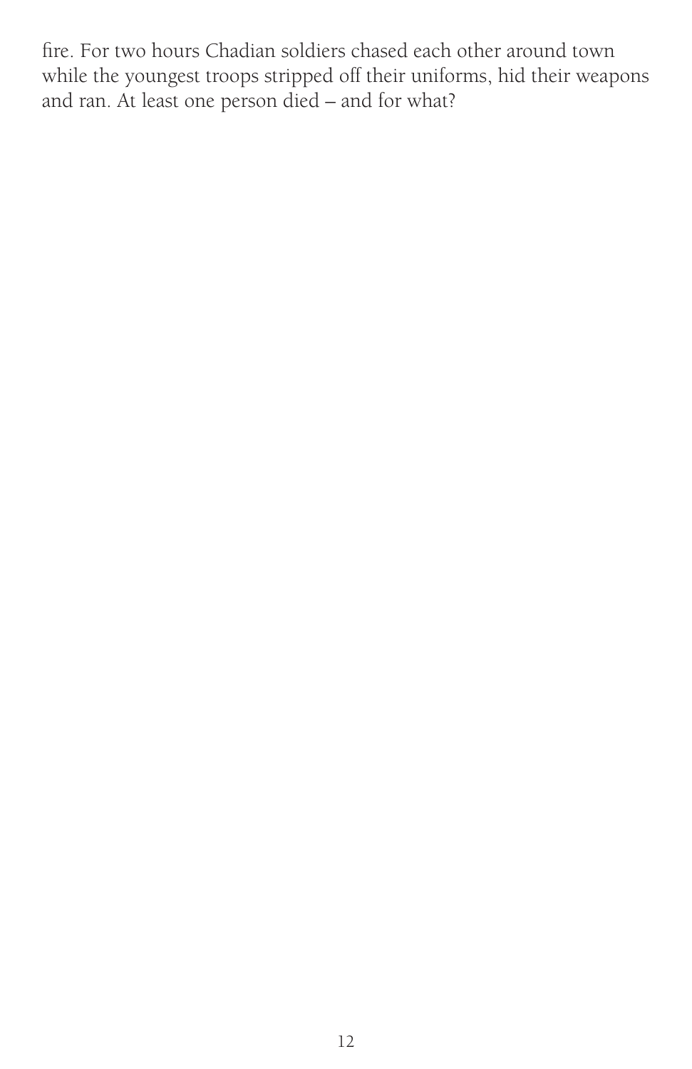fire. For two hours Chadian soldiers chased each other around town while the youngest troops stripped off their uniforms, hid their weapons and ran. At least one person died – and for what?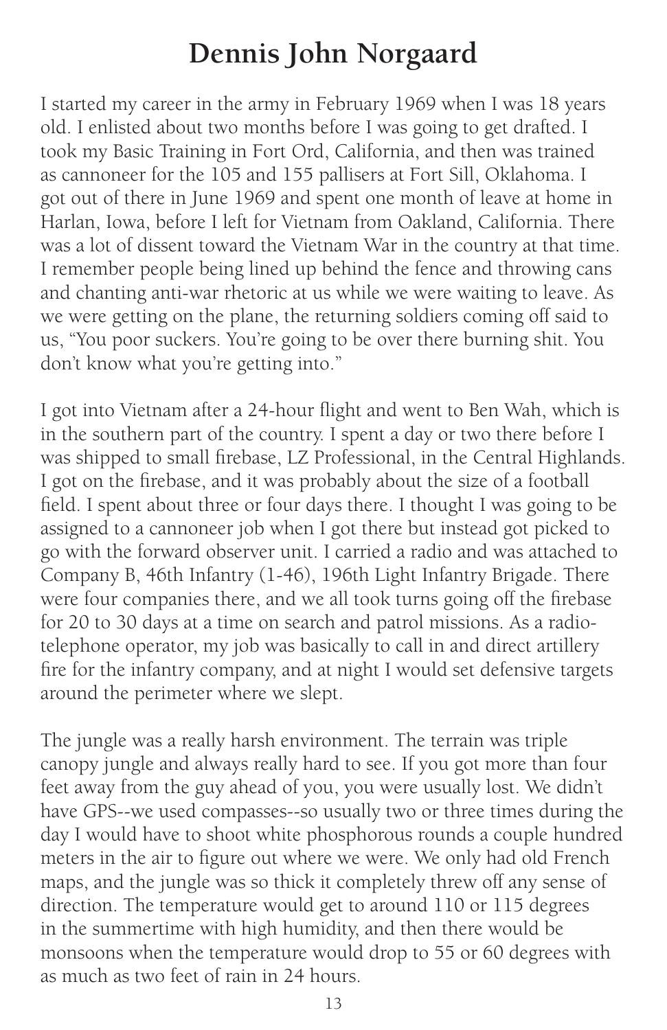# Dennis John Norgaard

I started my career in the army in February 1969 when I was 18 years old. I enlisted about two months before I was going to get drafted. I took my Basic Training in Fort Ord, California, and then was trained as cannoneer for the 105 and 155 pallisers at Fort Sill, Oklahoma. I got out of there in June 1969 and spent one month of leave at home in Harlan, Iowa, before I left for Vietnam from Oakland, California. There was a lot of dissent toward the Vietnam War in the country at that time. I remember people being lined up behind the fence and throwing cans and chanting anti-war rhetoric at us while we were waiting to leave. As we were getting on the plane, the returning soldiers coming off said to us, "You poor suckers. You're going to be over there burning shit. You don't know what you're getting into."

I got into Vietnam after a 24-hour flight and went to Ben Wah, which is in the southern part of the country. I spent a day or two there before I was shipped to small firebase, LZ Professional, in the Central Highlands. I got on the firebase, and it was probably about the size of a football field. I spent about three or four days there. I thought I was going to be assigned to a cannoneer job when I got there but instead got picked to go with the forward observer unit. I carried a radio and was attached to Company B, 46th Infantry (1-46), 196th Light Infantry Brigade. There were four companies there, and we all took turns going off the firebase for 20 to 30 days at a time on search and patrol missions. As a radio-telephone operator, my job was basically to call in and direct artillery fire for the infantry company, and at night I would set defensive targets around the perimeter where we slept.

The jungle was a really harsh environment. The terrain was triple canopy jungle and always really hard to see. If you got more than four feet away from the guy ahead of you, you were usually lost. We didn't have GPS--we used compasses--so usually two or three times during the day I would have to shoot white phosphorous rounds a couple hundred meters in the air to figure out where we were. We only had old French maps, and the jungle was so thick it completely threw off any sense of direction. The temperature would get to around 110 or 115 degrees in the summertime with high humidity, and then there would be monsoons when the temperature would drop to 55 or 60 degrees with as much as two feet of rain in 24 hours.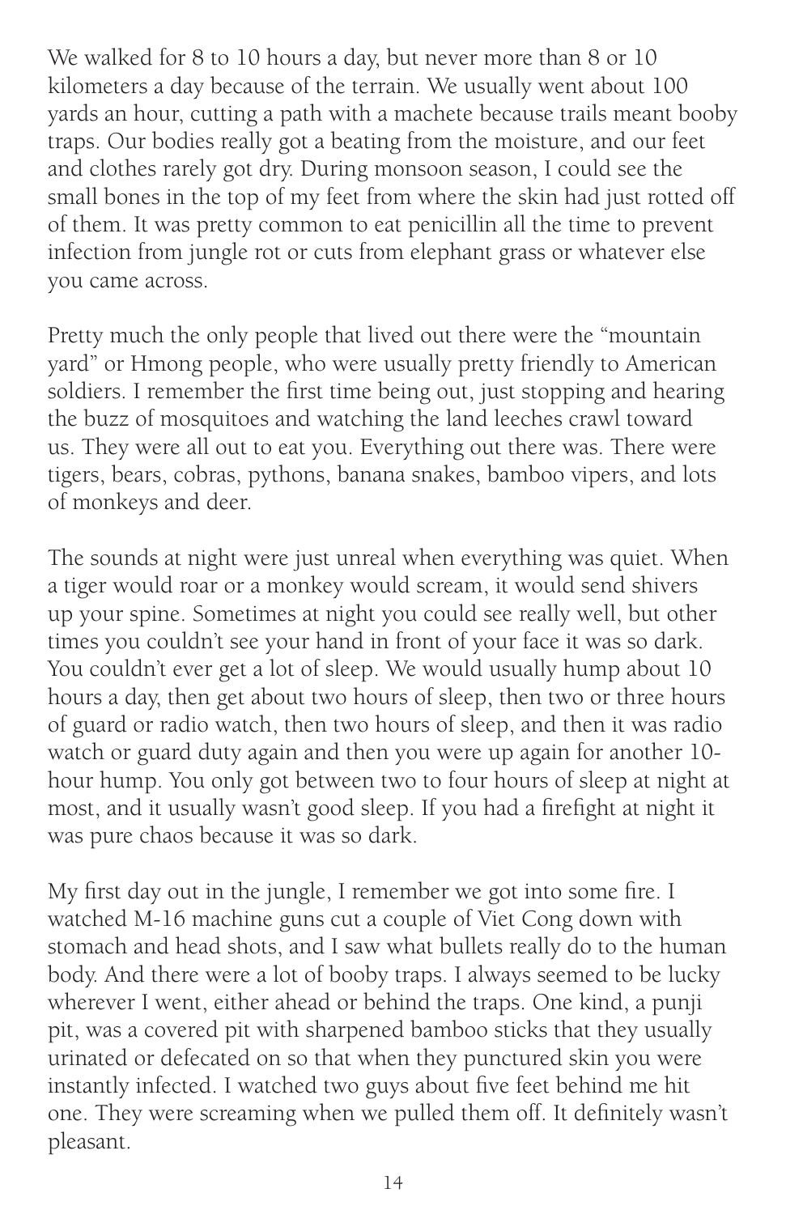We walked for 8 to 10 hours a day, but never more than 8 or 10 kilometers a day because of the terrain. We usually went about 100 yards an hour, cutting a path with a machete because trails meant booby traps. Our bodies really got a beating from the moisture, and our feet and clothes rarely got dry. During monsoon season, I could see the small bones in the top of my feet from where the skin had just rotted off of them. It was pretty common to eat penicillin all the time to prevent infection from jungle rot or cuts from elephant grass or whatever else you came across.

Pretty much the only people that lived out there were the "mountain yard" or Hmong people, who were usually pretty friendly to American soldiers. I remember the first time being out, just stopping and hearing the buzz of mosquitoes and watching the land leeches crawl toward us. They were all out to eat you. Everything out there was. There were tigers, bears, cobras, pythons, banana snakes, bamboo vipers, and lots of monkeys and deer.

The sounds at night were just unreal when everything was quiet. When a tiger would roar or a monkey would scream, it would send shivers up your spine. Sometimes at night you could see really well, but other times you couldn't see your hand in front of your face it was so dark. You couldn't ever get a lot of sleep. We would usually hump about 10 hours a day, then get about two hours of sleep, then two or three hours of guard or radio watch, then two hours of sleep, and then it was radio watch or guard duty again and then you were up again for another 10-hour hump. You only got between two to four hours of sleep at night at most, and it usually wasn't good sleep. If you had a firefight at night it was pure chaos because it was so dark.

My first day out in the jungle, I remember we got into some fire. I watched M-16 machine guns cut a couple of Viet Cong down with stomach and head shots, and I saw what bullets really do to the human body. And there were a lot of booby traps. I always seemed to be lucky wherever I went, either ahead or behind the traps. One kind, a punji pit, was a covered pit with sharpened bamboo sticks that they usually urinated or defecated on so that when they punctured skin you were instantly infected. I watched two guys about five feet behind me hit one. They were screaming when we pulled them off. It definitely wasn't pleasant.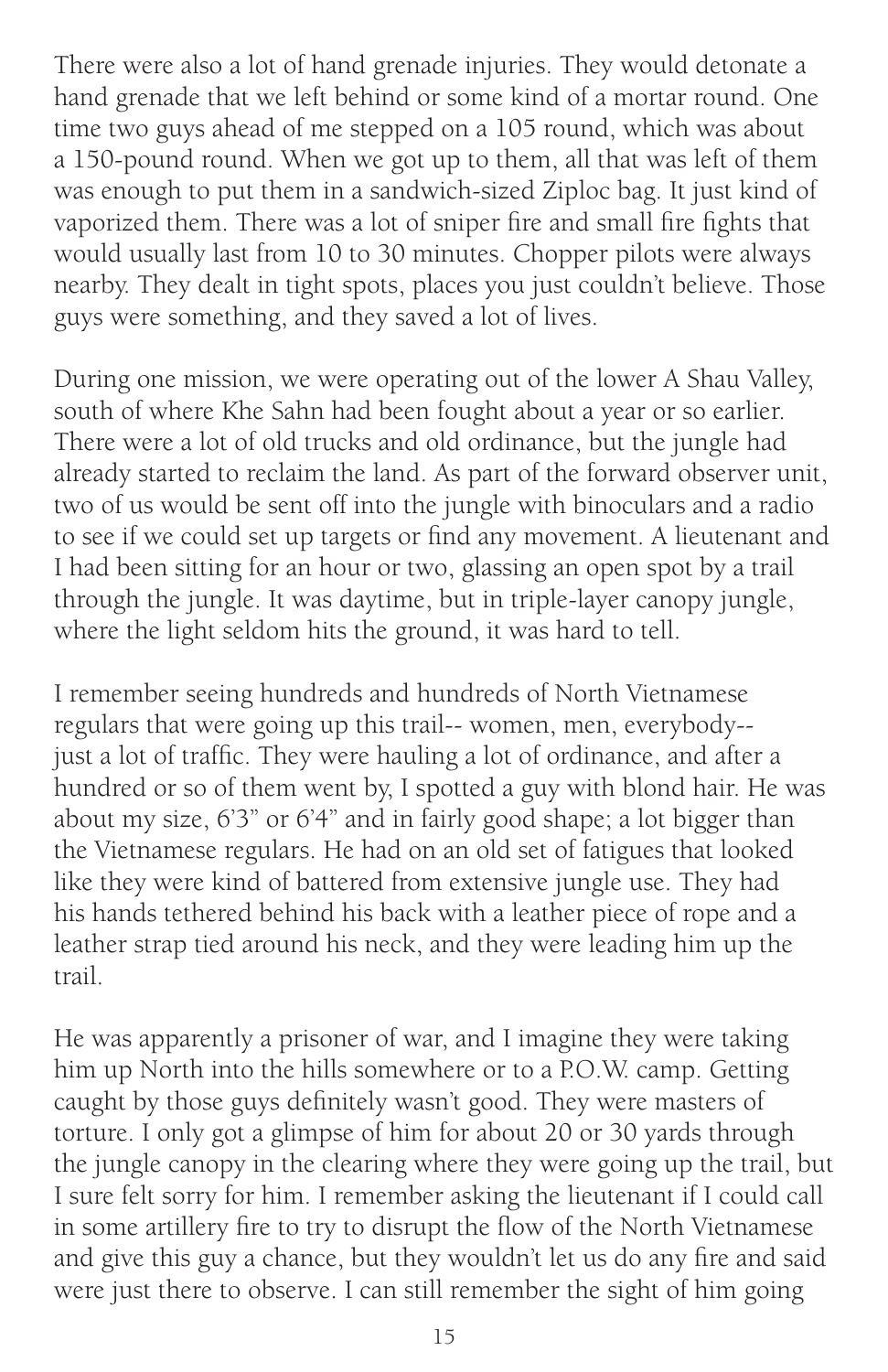There were also a lot of hand grenade injuries. They would detonate a hand grenade that we left behind or some kind of a mortar round. One time two guys ahead of me stepped on a 105 round, which was about a 150-pound round. When we got up to them, all that was left of them was enough to put them in a sandwich-sized Ziploc bag. It just kind of vaporized them. There was a lot of sniper fire and small fire fights that would usually last from 10 to 30 minutes. Chopper pilots were always nearby. They dealt in tight spots, places you just couldn't believe. Those guys were something, and they saved a lot of lives.

During one mission, we were operating out of the lower A Shau Valley, south of where Khe Sahn had been fought about a year or so earlier. There were a lot of old trucks and old ordinance, but the jungle had already started to reclaim the land. As part of the forward observer unit, two of us would be sent off into the jungle with binoculars and a radio to see if we could set up targets or find any movement. A lieutenant and I had been sitting for an hour or two, glassing an open spot by a trail through the jungle. It was daytime, but in triple-layer canopy jungle, where the light seldom hits the ground, it was hard to tell.

I remember seeing hundreds and hundreds of North Vietnamese regulars that were going up this trail-- women, men, everybody-- just a lot of traffic. They were hauling a lot of ordinance, and after a hundred or so of them went by, I spotted a guy with blond hair. He was about my size, 6'3" or 6'4" and in fairly good shape; a lot bigger than the Vietnamese regulars. He had on an old set of fatigues that looked like they were kind of battered from extensive jungle use. They had his hands tethered behind his back with a leather piece of rope and a leather strap tied around his neck, and they were leading him up the trail.

He was apparently a prisoner of war, and I imagine they were taking him up North into the hills somewhere or to a P.O.W. camp. Getting caught by those guys definitely wasn't good. They were masters of torture. I only got a glimpse of him for about 20 or 30 yards through the jungle canopy in the clearing where they were going up the trail, but I sure felt sorry for him. I remember asking the lieutenant if I could call in some artillery fire to try to disrupt the flow of the North Vietnamese and give this guy a chance, but they wouldn't let us do any fire and said were just there to observe. I can still remember the sight of him going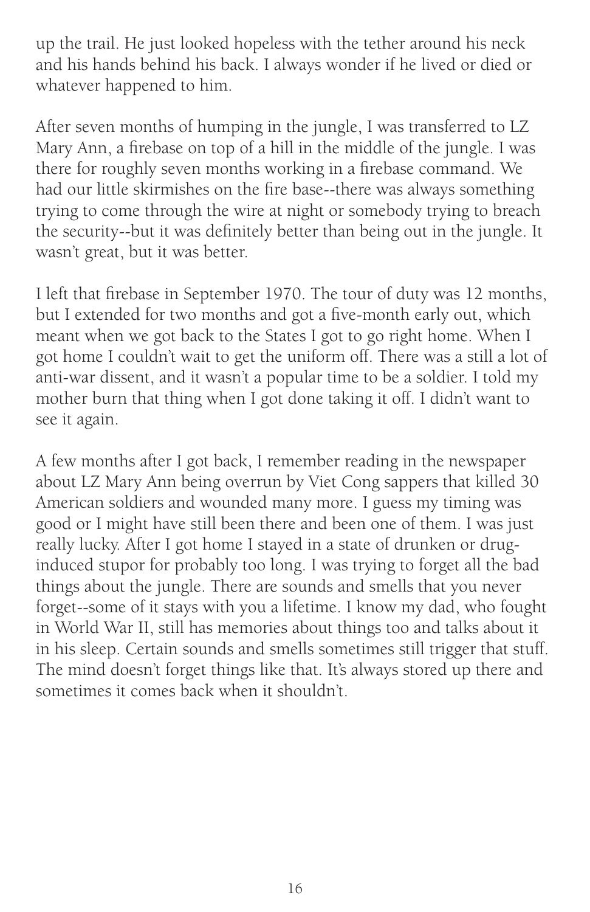up the trail. He just looked hopeless with the tether around his neck and his hands behind his back. I always wonder if he lived or died or whatever happened to him.

After seven months of humping in the jungle, I was transferred to LZ Mary Ann, a firebase on top of a hill in the middle of the jungle. I was there for roughly seven months working in a firebase command. We had our little skirmishes on the fire base--there was always something trying to come through the wire at night or somebody trying to breach the security--but it was definitely better than being out in the jungle. It wasn't great, but it was better.

I left that firebase in September 1970. The tour of duty was 12 months, but I extended for two months and got a five-month early out, which meant when we got back to the States I got to go right home. When I got home I couldn't wait to get the uniform off. There was a still a lot of anti-war dissent, and it wasn't a popular time to be a soldier. I told my mother burn that thing when I got done taking it off. I didn't want to see it again.

A few months after I got back, I remember reading in the newspaper about LZ Mary Ann being overrun by Viet Cong sappers that killed 30 American soldiers and wounded many more. I guess my timing was good or I might have still been there and been one of them. I was just really lucky. After I got home I stayed in a state of drunken or drug-induced stupor for probably too long. I was trying to forget all the bad things about the jungle. There are sounds and smells that you never forget--some of it stays with you a lifetime. I know my dad, who fought in World War II, still has memories about things too and talks about it in his sleep. Certain sounds and smells sometimes still trigger that stuff. The mind doesn't forget things like that. It's always stored up there and sometimes it comes back when it shouldn't.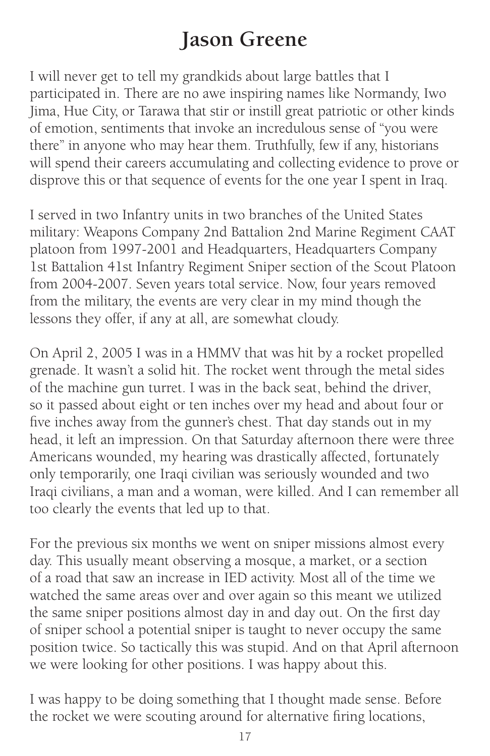# Jason Greene

I will never get to tell my grandkids about large battles that I participated in. There are no awe inspiring names like Normandy, Iwo Jima, Hue City, or Tarawa that stir or instill great patriotic or other kinds of emotion, sentiments that invoke an incredulous sense of "you were there" in anyone who may hear them. Truthfully, few if any, historians will spend their careers accumulating and collecting evidence to prove or disprove this or that sequence of events for the one year I spent in Iraq.

I served in two Infantry units in two branches of the United States military: Weapons Company 2nd Battalion 2nd Marine Regiment CAAT platoon from 1997-2001 and Headquarters, Headquarters Company 1st Battalion 41st Infantry Regiment Sniper section of the Scout Platoon from 2004-2007. Seven years total service. Now, four years removed from the military, the events are very clear in my mind though the lessons they offer, if any at all, are somewhat cloudy.

On April 2, 2005 I was in a HMMV that was hit by a rocket propelled grenade. It wasn't a solid hit. The rocket went through the metal sides of the machine gun turret. I was in the back seat, behind the driver, so it passed about eight or ten inches over my head and about four or five inches away from the gunner's chest. That day stands out in my head, it left an impression. On that Saturday afternoon there were three Americans wounded, my hearing was drastically affected, fortunately only temporarily, one Iraqi civilian was seriously wounded and two Iraqi civilians, a man and a woman, were killed. And I can remember all too clearly the events that led up to that.

For the previous six months we went on sniper missions almost every day. This usually meant observing a mosque, a market, or a section of a road that saw an increase in IED activity. Most all of the time we watched the same areas over and over again so this meant we utilized the same sniper positions almost day in and day out. On the first day of sniper school a potential sniper is taught to never occupy the same position twice. So tactically this was stupid. And on that April afternoon we were looking for other positions. I was happy about this.

I was happy to be doing something that I thought made sense. Before the rocket we were scouting around for alternative firing locations,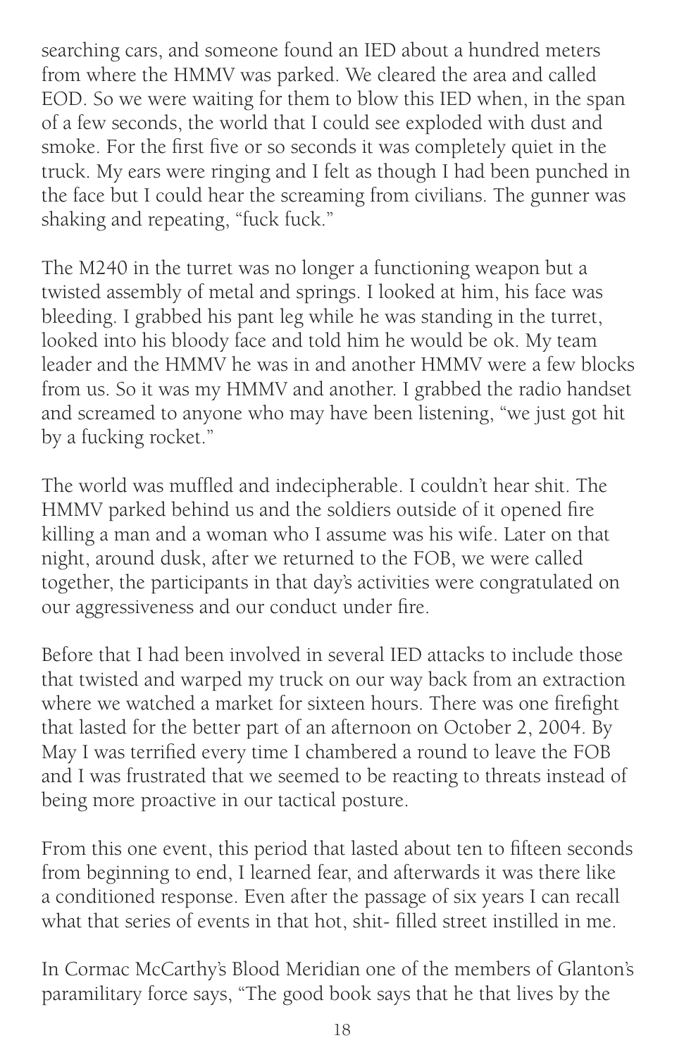searching cars, and someone found an IED about a hundred meters from where the HMMV was parked. We cleared the area and called EOD. So we were waiting for them to blow this IED when, in the span of a few seconds, the world that I could see exploded with dust and smoke. For the first five or so seconds it was completely quiet in the truck. My ears were ringing and I felt as though I had been punched in the face but I could hear the screaming from civilians. The gunner was shaking and repeating, "fuck fuck."

The M240 in the turret was no longer a functioning weapon but a twisted assembly of metal and springs. I looked at him, his face was bleeding. I grabbed his pant leg while he was standing in the turret, looked into his bloody face and told him he would be ok. My team leader and the HMMV he was in and another HMMV were a few blocks from us. So it was my HMMV and another. I grabbed the radio handset and screamed to anyone who may have been listening, "we just got hit by a fucking rocket."

The world was muffled and indecipherable. I couldn't hear shit. The HMMV parked behind us and the soldiers outside of it opened fire killing a man and a woman who I assume was his wife. Later on that night, around dusk, after we returned to the FOB, we were called together, the participants in that day's activities were congratulated on our aggressiveness and our conduct under fire.

Before that I had been involved in several IED attacks to include those that twisted and warped my truck on our way back from an extraction where we watched a market for sixteen hours. There was one firefight that lasted for the better part of an afternoon on October 2, 2004. By May I was terrified every time I chambered a round to leave the FOB and I was frustrated that we seemed to be reacting to threats instead of being more proactive in our tactical posture.

From this one event, this period that lasted about ten to fifteen seconds from beginning to end, I learned fear, and afterwards it was there like a conditioned response. Even after the passage of six years I can recall what that series of events in that hot, shit- filled street instilled in me.

In Cormac McCarthy's Blood Meridian one of the members of Glanton's paramilitary force says, "The good book says that he that lives by the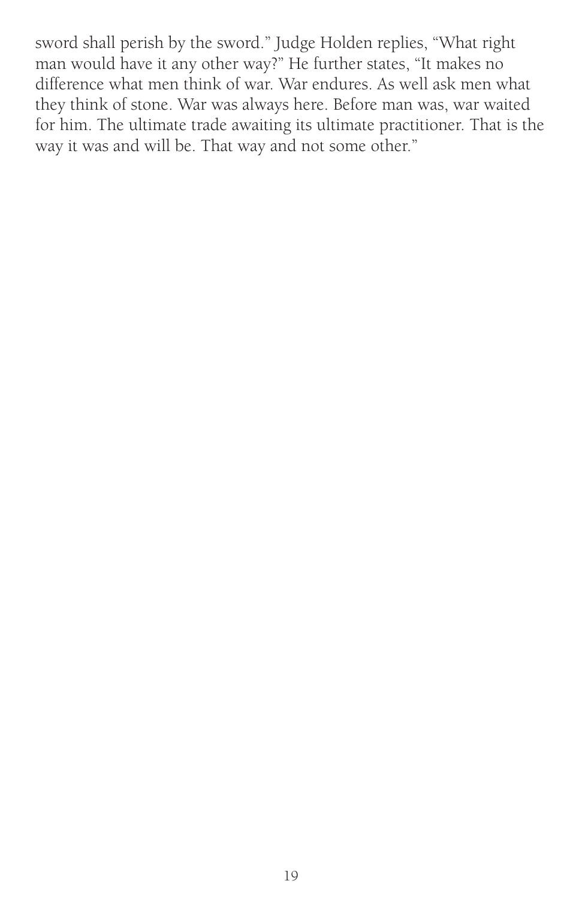sword shall perish by the sword." Judge Holden replies, "What right man would have it any other way?" He further states, "It makes no difference what men think of war. War endures. As well ask men what they think of stone. War was always here. Before man was, war waited for him. The ultimate trade awaiting its ultimate practitioner. That is the way it was and will be. That way and not some other."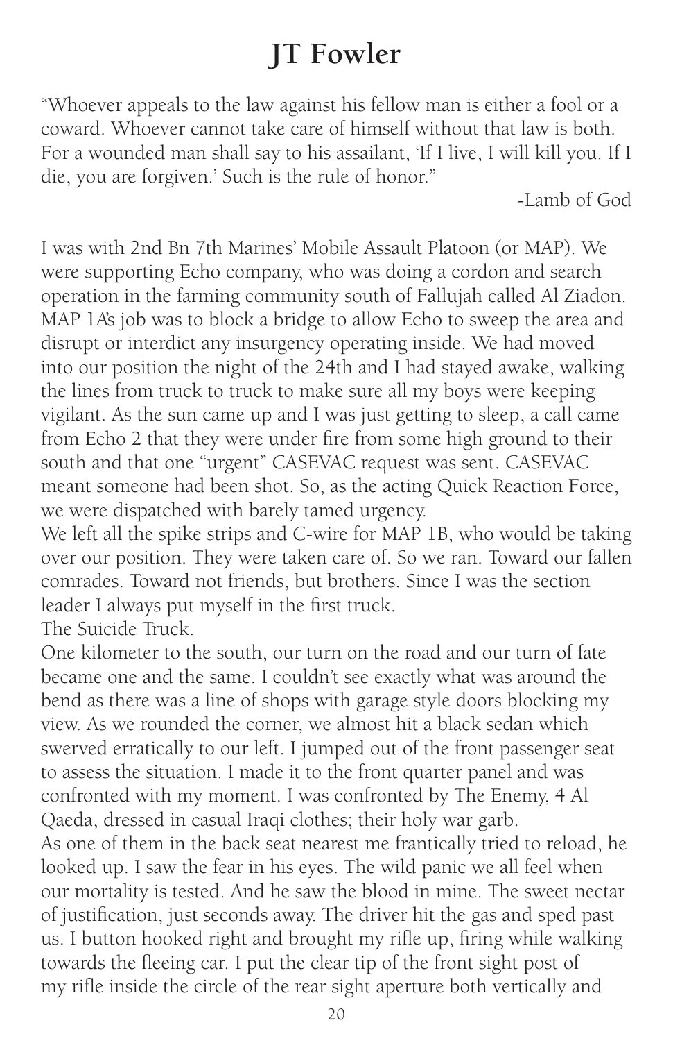# JT Fowler

"Whoever appeals to the law against his fellow man is either a fool or a coward. Whoever cannot take care of himself without that law is both. For a wounded man shall say to his assailant, 'If I live, I will kill you. If I die, you are forgiven.' Such is the rule of honor."

-Lamb of God

I was with 2nd Bn 7th Marines' Mobile Assault Platoon (or MAP). We were supporting Echo company, who was doing a cordon and search operation in the farming community south of Fallujah called Al Ziadon. MAP 1A's job was to block a bridge to allow Echo to sweep the area and disrupt or interdict any insurgency operating inside. We had moved into our position the night of the 24th and I had stayed awake, walking the lines from truck to truck to make sure all my boys were keeping vigilant. As the sun came up and I was just getting to sleep, a call came from Echo 2 that they were under fire from some high ground to their south and that one "urgent" CASEVAC request was sent. CASEVAC meant someone had been shot. So, as the acting Quick Reaction Force, we were dispatched with barely tamed urgency.

We left all the spike strips and C-wire for MAP 1B, who would be taking over our position. They were taken care of. So we ran. Toward our fallen comrades. Toward not friends, but brothers. Since I was the section leader I always put myself in the first truck.

The Suicide Truck.

One kilometer to the south, our turn on the road and our turn of fate became one and the same. I couldn't see exactly what was around the bend as there was a line of shops with garage style doors blocking my view. As we rounded the corner, we almost hit a black sedan which swerved erratically to our left. I jumped out of the front passenger seat to assess the situation. I made it to the front quarter panel and was confronted with my moment. I was confronted by The Enemy, 4 Al Qaeda, dressed in casual Iraqi clothes; their holy war garb.

As one of them in the back seat nearest me frantically tried to reload, he looked up. I saw the fear in his eyes. The wild panic we all feel when our mortality is tested. And he saw the blood in mine. The sweet nectar of justification, just seconds away. The driver hit the gas and sped past us. I button hooked right and brought my rifle up, firing while walking towards the fleeing car. I put the clear tip of the front sight post of my rifle inside the circle of the rear sight aperture both vertically and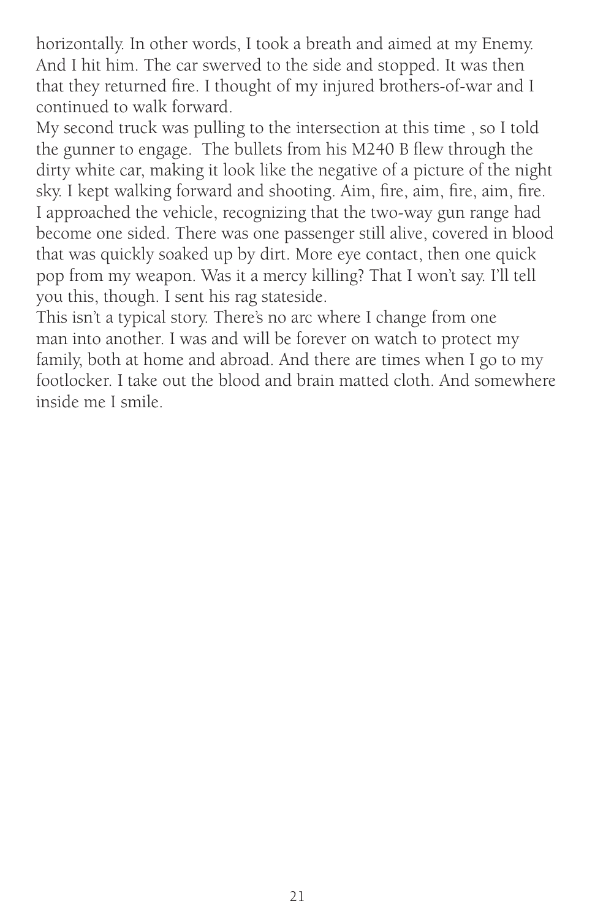horizontally. In other words, I took a breath and aimed at my Enemy. And I hit him. The car swerved to the side and stopped. It was then that they returned fire. I thought of my injured brothers-of-war and I continued to walk forward.

My second truck was pulling to the intersection at this time , so I told the gunner to engage. The bullets from his M240 B flew through the dirty white car, making it look like the negative of a picture of the night sky. I kept walking forward and shooting. Aim, fire, aim, fire, aim, fire. I approached the vehicle, recognizing that the two-way gun range had become one sided. There was one passenger still alive, covered in blood that was quickly soaked up by dirt. More eye contact, then one quick pop from my weapon. Was it a mercy killing? That I won't say. I'll tell you this, though. I sent his rag stateside.

This isn't a typical story. There's no arc where I change from one man into another. I was and will be forever on watch to protect my family, both at home and abroad. And there are times when I go to my footlocker. I take out the blood and brain matted cloth. And somewhere inside me I smile.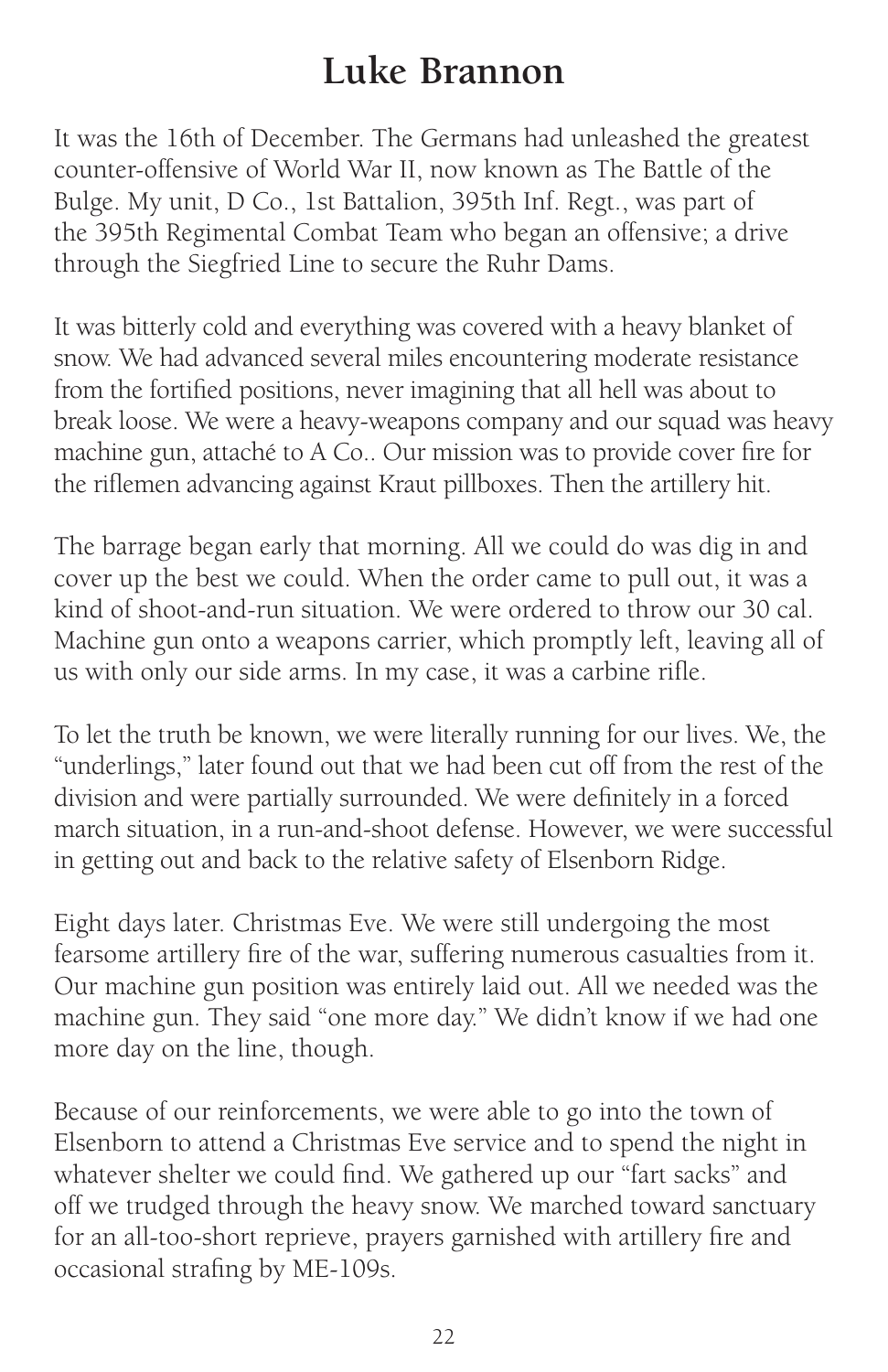# Luke Brannon

It was the 16th of December. The Germans had unleashed the greatest counter-offensive of World War II, now known as The Battle of the Bulge. My unit, D Co., 1st Battalion, 395th Inf. Regt., was part of the 395th Regimental Combat Team who began an offensive; a drive through the Siegfried Line to secure the Ruhr Dams.

It was bitterly cold and everything was covered with a heavy blanket of snow. We had advanced several miles encountering moderate resistance from the fortified positions, never imagining that all hell was about to break loose. We were a heavy-weapons company and our squad was heavy machine gun, attaché to A Co.. Our mission was to provide cover fire for the riflemen advancing against Kraut pillboxes. Then the artillery hit.

The barrage began early that morning. All we could do was dig in and cover up the best we could. When the order came to pull out, it was a kind of shoot-and-run situation. We were ordered to throw our 30 cal. Machine gun onto a weapons carrier, which promptly left, leaving all of us with only our side arms. In my case, it was a carbine rifle.

To let the truth be known, we were literally running for our lives. We, the "underlings," later found out that we had been cut off from the rest of the division and were partially surrounded. We were definitely in a forced march situation, in a run-and-shoot defense. However, we were successful in getting out and back to the relative safety of Elsenborn Ridge.

Eight days later. Christmas Eve. We were still undergoing the most fearsome artillery fire of the war, suffering numerous casualties from it. Our machine gun position was entirely laid out. All we needed was the machine gun. They said "one more day." We didn't know if we had one more day on the line, though.

Because of our reinforcements, we were able to go into the town of Elsenborn to attend a Christmas Eve service and to spend the night in whatever shelter we could find. We gathered up our "fart sacks" and off we trudged through the heavy snow. We marched toward sanctuary for an all-too-short reprieve, prayers garnished with artillery fire and occasional strafing by ME-109s.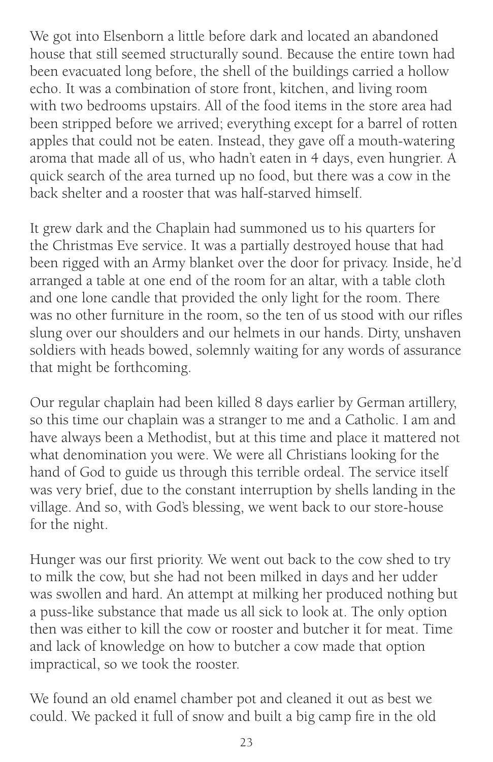We got into Elsenborn a little before dark and located an abandoned house that still seemed structurally sound. Because the entire town had been evacuated long before, the shell of the buildings carried a hollow echo. It was a combination of store front, kitchen, and living room with two bedrooms upstairs. All of the food items in the store area had been stripped before we arrived; everything except for a barrel of rotten apples that could not be eaten. Instead, they gave off a mouth-watering aroma that made all of us, who hadn't eaten in 4 days, even hungrier. A quick search of the area turned up no food, but there was a cow in the back shelter and a rooster that was half-starved himself.

It grew dark and the Chaplain had summoned us to his quarters for the Christmas Eve service. It was a partially destroyed house that had been rigged with an Army blanket over the door for privacy. Inside, he'd arranged a table at one end of the room for an altar, with a table cloth and one lone candle that provided the only light for the room. There was no other furniture in the room, so the ten of us stood with our rifles slung over our shoulders and our helmets in our hands. Dirty, unshaven soldiers with heads bowed, solemnly waiting for any words of assurance that might be forthcoming.

Our regular chaplain had been killed 8 days earlier by German artillery, so this time our chaplain was a stranger to me and a Catholic. I am and have always been a Methodist, but at this time and place it mattered not what denomination you were. We were all Christians looking for the hand of God to guide us through this terrible ordeal. The service itself was very brief, due to the constant interruption by shells landing in the village. And so, with God's blessing, we went back to our store-house for the night.

Hunger was our first priority. We went out back to the cow shed to try to milk the cow, but she had not been milked in days and her udder was swollen and hard. An attempt at milking her produced nothing but a puss-like substance that made us all sick to look at. The only option then was either to kill the cow or rooster and butcher it for meat. Time and lack of knowledge on how to butcher a cow made that option impractical, so we took the rooster.

We found an old enamel chamber pot and cleaned it out as best we could. We packed it full of snow and built a big camp fire in the old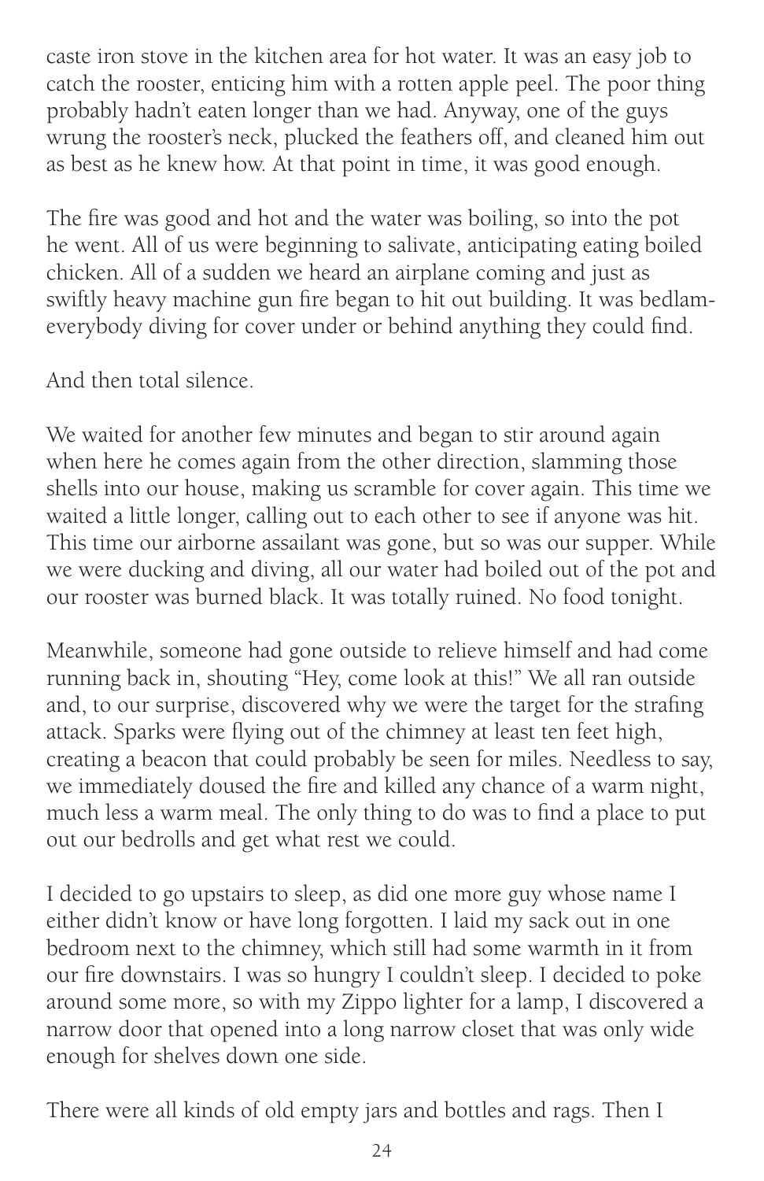caste iron stove in the kitchen area for hot water. It was an easy job to catch the rooster, enticing him with a rotten apple peel. The poor thing probably hadn't eaten longer than we had. Anyway, one of the guys wrung the rooster's neck, plucked the feathers off, and cleaned him out as best as he knew how. At that point in time, it was good enough.

The fire was good and hot and the water was boiling, so into the pot he went. All of us were beginning to salivate, anticipating eating boiled chicken. All of a sudden we heard an airplane coming and just as swiftly heavy machine gun fire began to hit out building. It was bedlam-everybody diving for cover under or behind anything they could find.

And then total silence.

We waited for another few minutes and began to stir around again when here he comes again from the other direction, slamming those shells into our house, making us scramble for cover again. This time we waited a little longer, calling out to each other to see if anyone was hit. This time our airborne assailant was gone, but so was our supper. While we were ducking and diving, all our water had boiled out of the pot and our rooster was burned black. It was totally ruined. No food tonight.

Meanwhile, someone had gone outside to relieve himself and had come running back in, shouting "Hey, come look at this!" We all ran outside and, to our surprise, discovered why we were the target for the strafing attack. Sparks were flying out of the chimney at least ten feet high, creating a beacon that could probably be seen for miles. Needless to say, we immediately doused the fire and killed any chance of a warm night, much less a warm meal. The only thing to do was to find a place to put out our bedrolls and get what rest we could.

I decided to go upstairs to sleep, as did one more guy whose name I either didn't know or have long forgotten. I laid my sack out in one bedroom next to the chimney, which still had some warmth in it from our fire downstairs. I was so hungry I couldn't sleep. I decided to poke around some more, so with my Zippo lighter for a lamp, I discovered a narrow door that opened into a long narrow closet that was only wide enough for shelves down one side.

There were all kinds of old empty jars and bottles and rags. Then I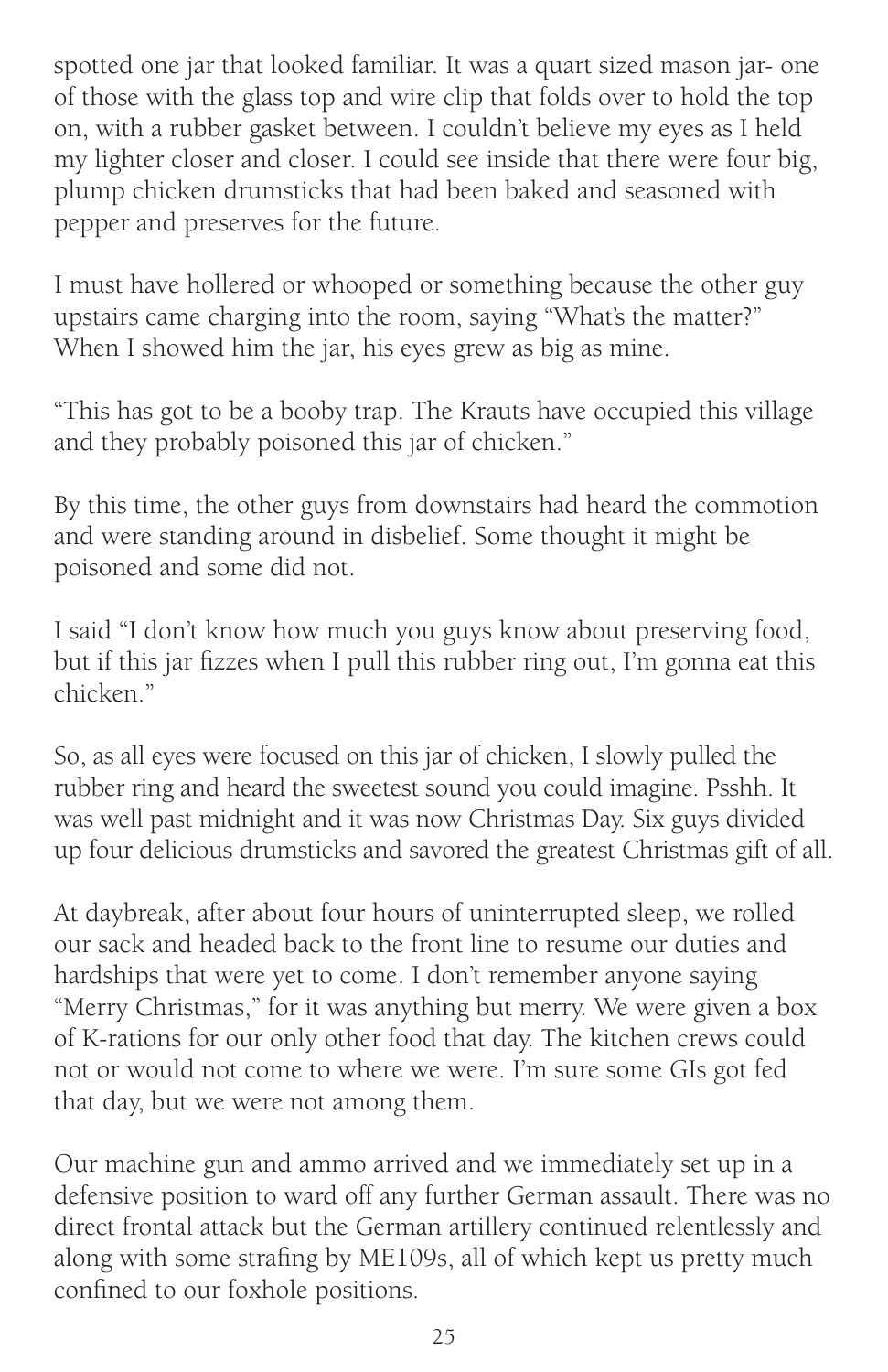spotted one jar that looked familiar. It was a quart sized mason jar- one of those with the glass top and wire clip that folds over to hold the top on, with a rubber gasket between. I couldn't believe my eyes as I held my lighter closer and closer. I could see inside that there were four big, plump chicken drumsticks that had been baked and seasoned with pepper and preserves for the future.

I must have hollered or whooped or something because the other guy upstairs came charging into the room, saying "What's the matter?" When I showed him the jar, his eyes grew as big as mine.

"This has got to be a booby trap. The Krauts have occupied this village and they probably poisoned this jar of chicken."

By this time, the other guys from downstairs had heard the commotion and were standing around in disbelief. Some thought it might be poisoned and some did not.

I said "I don't know how much you guys know about preserving food, but if this jar fizzes when I pull this rubber ring out, I'm gonna eat this chicken."

So, as all eyes were focused on this jar of chicken, I slowly pulled the rubber ring and heard the sweetest sound you could imagine. Psshh. It was well past midnight and it was now Christmas Day. Six guys divided up four delicious drumsticks and savored the greatest Christmas gift of all.

At daybreak, after about four hours of uninterrupted sleep, we rolled our sack and headed back to the front line to resume our duties and hardships that were yet to come. I don't remember anyone saying "Merry Christmas," for it was anything but merry. We were given a box of K-rations for our only other food that day. The kitchen crews could not or would not come to where we were. I'm sure some GIs got fed that day, but we were not among them.

Our machine gun and ammo arrived and we immediately set up in a defensive position to ward off any further German assault. There was no direct frontal attack but the German artillery continued relentlessly and along with some strafing by ME109s, all of which kept us pretty much confined to our foxhole positions.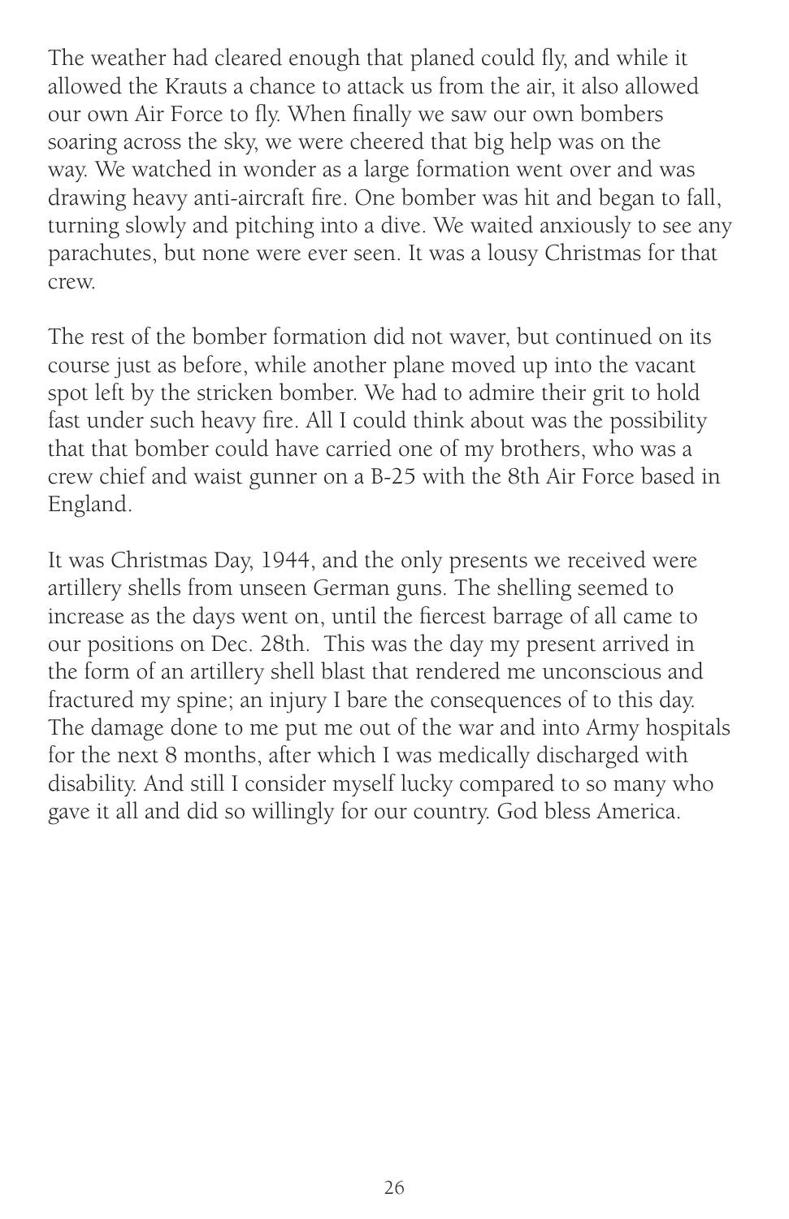The weather had cleared enough that planed could fly, and while it allowed the Krauts a chance to attack us from the air, it also allowed our own Air Force to fly. When finally we saw our own bombers soaring across the sky, we were cheered that big help was on the way. We watched in wonder as a large formation went over and was drawing heavy anti-aircraft fire. One bomber was hit and began to fall, turning slowly and pitching into a dive. We waited anxiously to see any parachutes, but none were ever seen. It was a lousy Christmas for that crew.

The rest of the bomber formation did not waver, but continued on its course just as before, while another plane moved up into the vacant spot left by the stricken bomber. We had to admire their grit to hold fast under such heavy fire. All I could think about was the possibility that that bomber could have carried one of my brothers, who was a crew chief and waist gunner on a B-25 with the 8th Air Force based in England.

It was Christmas Day, 1944, and the only presents we received were artillery shells from unseen German guns. The shelling seemed to increase as the days went on, until the fiercest barrage of all came to our positions on Dec. 28th. This was the day my present arrived in the form of an artillery shell blast that rendered me unconscious and fractured my spine; an injury I bare the consequences of to this day. The damage done to me put me out of the war and into Army hospitals for the next 8 months, after which I was medically discharged with disability. And still I consider myself lucky compared to so many who gave it all and did so willingly for our country. God bless America.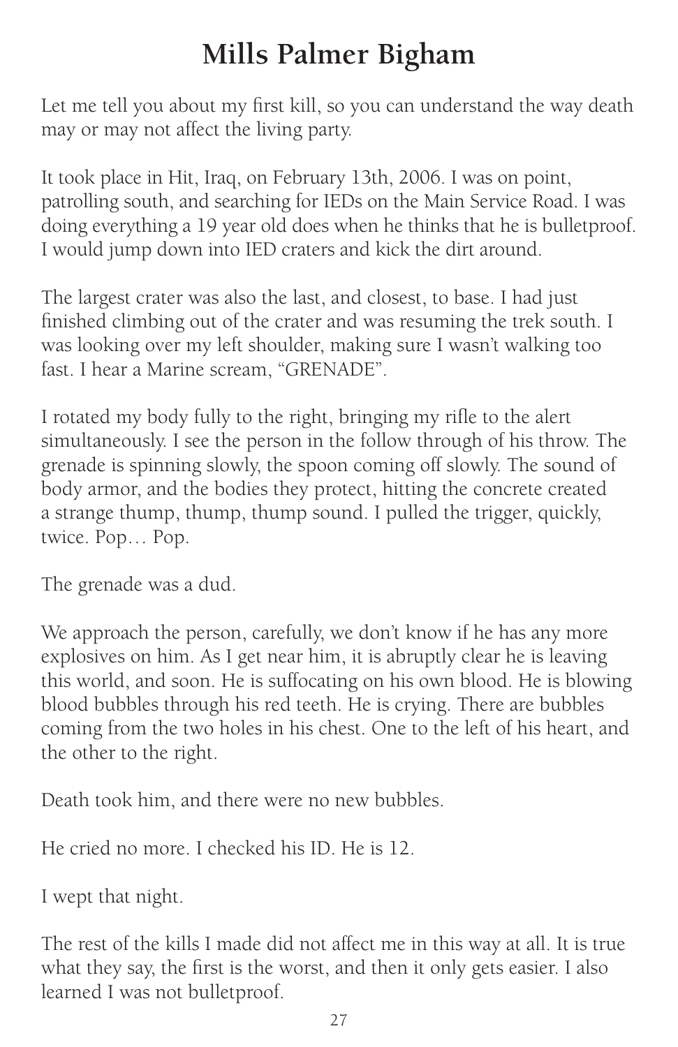# Mills Palmer Bigham

Let me tell you about my first kill, so you can understand the way death may or may not affect the living party.

It took place in Hit, Iraq, on February 13th, 2006. I was on point, patrolling south, and searching for IEDs on the Main Service Road. I was doing everything a 19 year old does when he thinks that he is bulletproof. I would jump down into IED craters and kick the dirt around.

The largest crater was also the last, and closest, to base. I had just finished climbing out of the crater and was resuming the trek south. I was looking over my left shoulder, making sure I wasn't walking too fast. I hear a Marine scream, "GRENADE".

I rotated my body fully to the right, bringing my rifle to the alert simultaneously. I see the person in the follow through of his throw. The grenade is spinning slowly, the spoon coming off slowly. The sound of body armor, and the bodies they protect, hitting the concrete created a strange thump, thump, thump sound. I pulled the trigger, quickly, twice. Pop… Pop.

The grenade was a dud.

We approach the person, carefully, we don't know if he has any more explosives on him. As I get near him, it is abruptly clear he is leaving this world, and soon. He is suffocating on his own blood. He is blowing blood bubbles through his red teeth. He is crying. There are bubbles coming from the two holes in his chest. One to the left of his heart, and the other to the right.

Death took him, and there were no new bubbles.

He cried no more. I checked his ID. He is 12.

I wept that night.

The rest of the kills I made did not affect me in this way at all. It is true what they say, the first is the worst, and then it only gets easier. I also learned I was not bulletproof.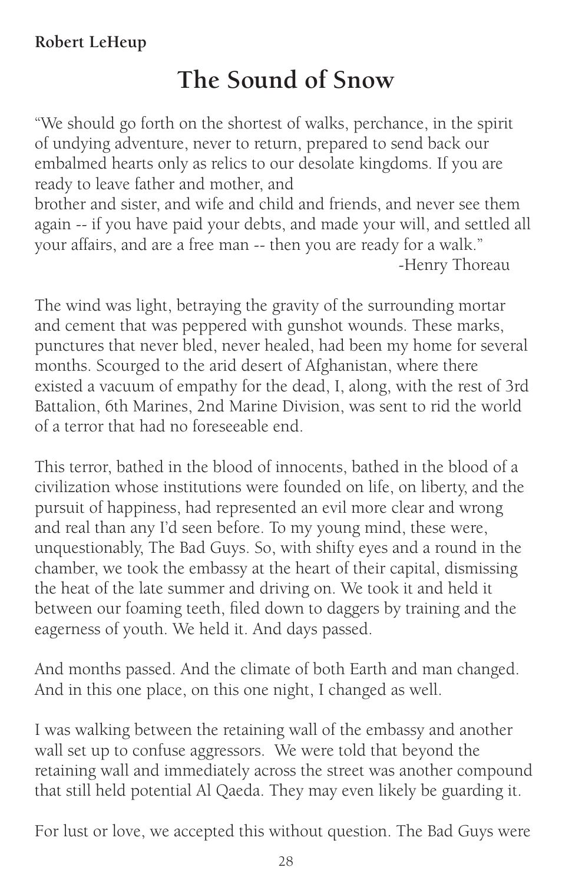**Robert LeHeup**

# The Sound of Snow

"We should go forth on the shortest of walks, perchance, in the spirit of undying adventure, never to return, prepared to send back our embalmed hearts only as relics to our desolate kingdoms. If you are ready to leave father and mother, and brother and sister, and wife and child and friends, and never see them again -- if you have paid your debts, and made your will, and settled all your affairs, and are a free man -- then you are ready for a walk."

-Henry Thoreau

The wind was light, betraying the gravity of the surrounding mortar and cement that was peppered with gunshot wounds. These marks, punctures that never bled, never healed, had been my home for several months. Scourged to the arid desert of Afghanistan, where there existed a vacuum of empathy for the dead, I, along, with the rest of 3rd Battalion, 6th Marines, 2nd Marine Division, was sent to rid the world of a terror that had no foreseeable end.

This terror, bathed in the blood of innocents, bathed in the blood of a civilization whose institutions were founded on life, on liberty, and the pursuit of happiness, had represented an evil more clear and wrong and real than any I'd seen before. To my young mind, these were, unquestionably, The Bad Guys. So, with shifty eyes and a round in the chamber, we took the embassy at the heart of their capital, dismissing the heat of the late summer and driving on. We took it and held it between our foaming teeth, filed down to daggers by training and the eagerness of youth. We held it. And days passed.

And months passed. And the climate of both Earth and man changed. And in this one place, on this one night, I changed as well.

I was walking between the retaining wall of the embassy and another wall set up to confuse aggressors. We were told that beyond the retaining wall and immediately across the street was another compound that still held potential Al Qaeda. They may even likely be guarding it.

For lust or love, we accepted this without question. The Bad Guys were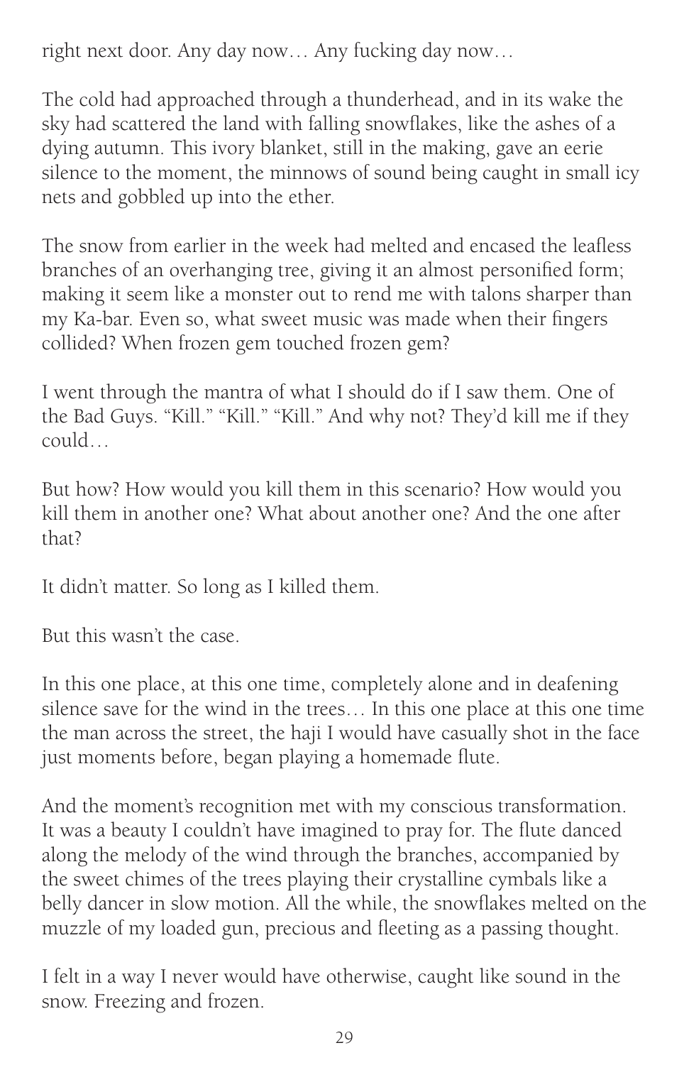right next door. Any day now… Any fucking day now…

The cold had approached through a thunderhead, and in its wake the sky had scattered the land with falling snowflakes, like the ashes of a dying autumn. This ivory blanket, still in the making, gave an eerie silence to the moment, the minnows of sound being caught in small icy nets and gobbled up into the ether.

The snow from earlier in the week had melted and encased the leafless branches of an overhanging tree, giving it an almost personified form; making it seem like a monster out to rend me with talons sharper than my Ka-bar. Even so, what sweet music was made when their fingers collided? When frozen gem touched frozen gem?

I went through the mantra of what I should do if I saw them. One of the Bad Guys. "Kill." "Kill." "Kill." And why not? They'd kill me if they could…

But how? How would you kill them in this scenario? How would you kill them in another one? What about another one? And the one after that?

It didn't matter. So long as I killed them.

But this wasn't the case.

In this one place, at this one time, completely alone and in deafening silence save for the wind in the trees… In this one place at this one time the man across the street, the haji I would have casually shot in the face just moments before, began playing a homemade flute.

And the moment's recognition met with my conscious transformation. It was a beauty I couldn't have imagined to pray for. The flute danced along the melody of the wind through the branches, accompanied by the sweet chimes of the trees playing their crystalline cymbals like a belly dancer in slow motion. All the while, the snowflakes melted on the muzzle of my loaded gun, precious and fleeting as a passing thought.

I felt in a way I never would have otherwise, caught like sound in the snow. Freezing and frozen.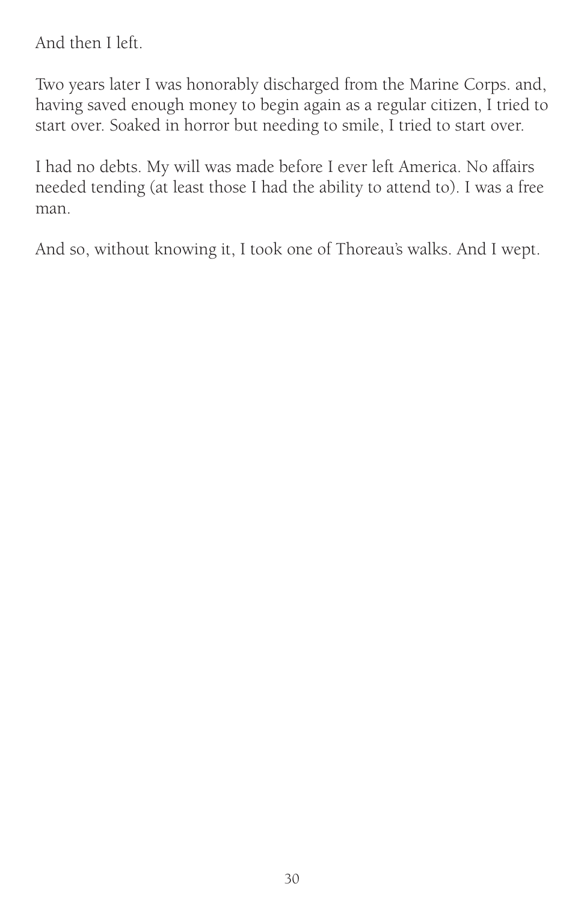And then I left.

Two years later I was honorably discharged from the Marine Corps. and, having saved enough money to begin again as a regular citizen, I tried to start over. Soaked in horror but needing to smile, I tried to start over.

I had no debts. My will was made before I ever left America. No affairs needed tending (at least those I had the ability to attend to). I was a free man.

And so, without knowing it, I took one of Thoreau's walks. And I wept.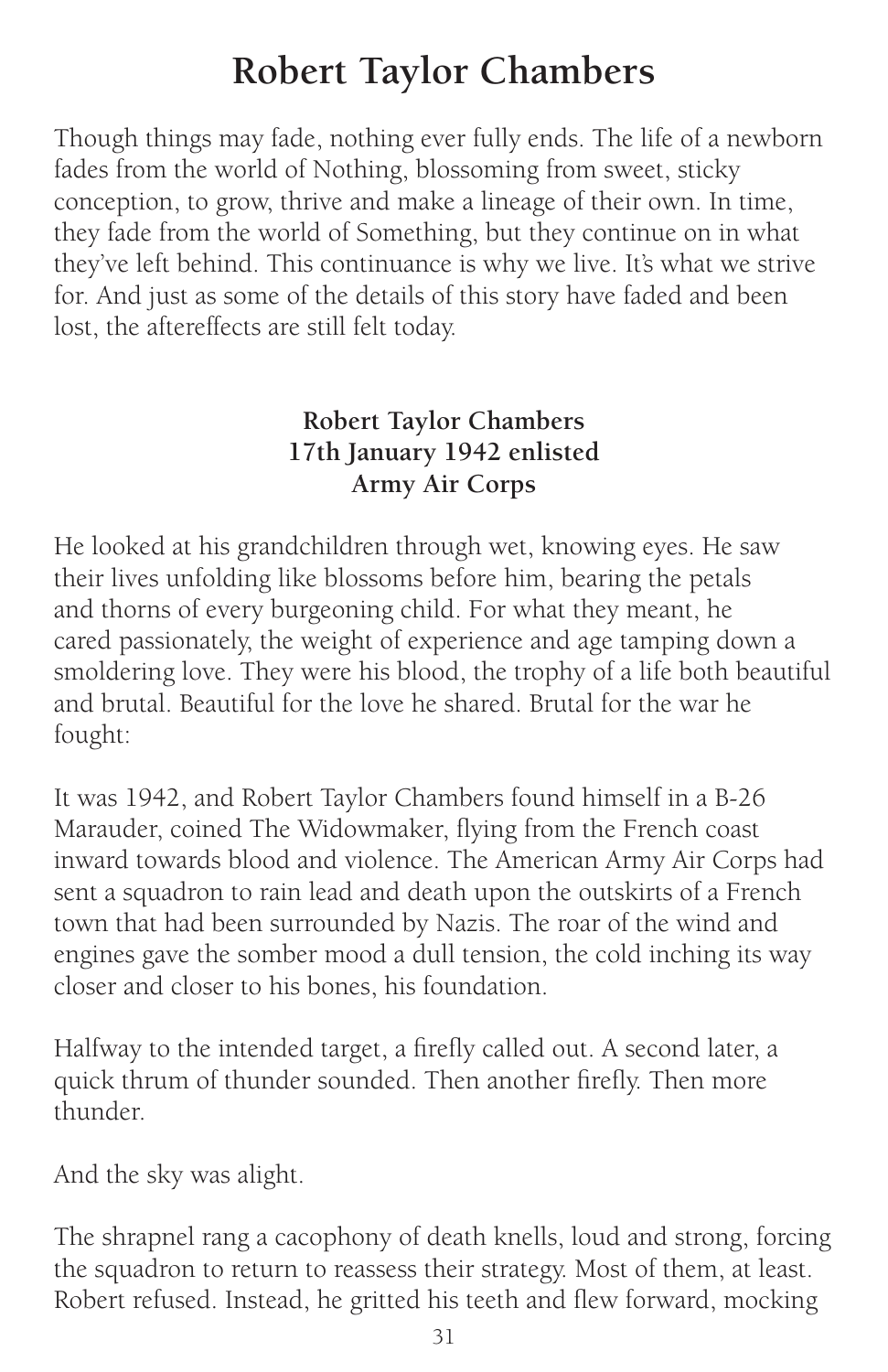# Robert Taylor Chambers

Though things may fade, nothing ever fully ends. The life of a newborn fades from the world of Nothing, blossoming from sweet, sticky conception, to grow, thrive and make a lineage of their own. In time, they fade from the world of Something, but they continue on in what they've left behind. This continuance is why we live. It's what we strive for. And just as some of the details of this story have faded and been lost, the aftereffects are still felt today.

**Robert Taylor Chambers**
**17th January 1942 enlisted**
**Army Air Corps**

He looked at his grandchildren through wet, knowing eyes. He saw their lives unfolding like blossoms before him, bearing the petals and thorns of every burgeoning child. For what they meant, he cared passionately, the weight of experience and age tamping down a smoldering love. They were his blood, the trophy of a life both beautiful and brutal. Beautiful for the love he shared. Brutal for the war he fought:

It was 1942, and Robert Taylor Chambers found himself in a B-26 Marauder, coined The Widowmaker, flying from the French coast inward towards blood and violence. The American Army Air Corps had sent a squadron to rain lead and death upon the outskirts of a French town that had been surrounded by Nazis. The roar of the wind and engines gave the somber mood a dull tension, the cold inching its way closer and closer to his bones, his foundation.

Halfway to the intended target, a firefly called out. A second later, a quick thrum of thunder sounded. Then another firefly. Then more thunder.

And the sky was alight.

The shrapnel rang a cacophony of death knells, loud and strong, forcing the squadron to return to reassess their strategy. Most of them, at least. Robert refused. Instead, he gritted his teeth and flew forward, mocking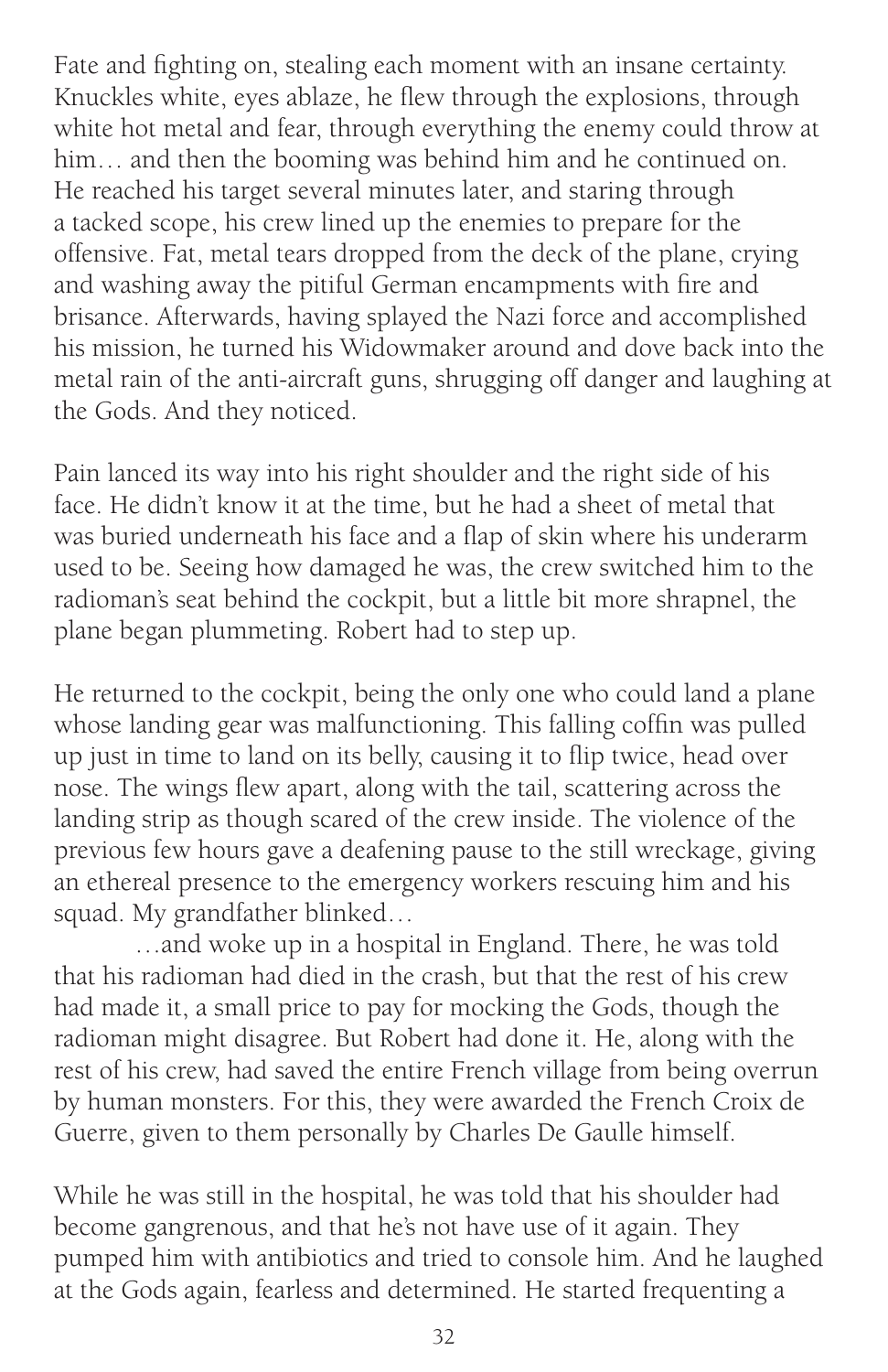Fate and fighting on, stealing each moment with an insane certainty. Knuckles white, eyes ablaze, he flew through the explosions, through white hot metal and fear, through everything the enemy could throw at him… and then the booming was behind him and he continued on. He reached his target several minutes later, and staring through a tacked scope, his crew lined up the enemies to prepare for the offensive. Fat, metal tears dropped from the deck of the plane, crying and washing away the pitiful German encampments with fire and brisance. Afterwards, having splayed the Nazi force and accomplished his mission, he turned his Widowmaker around and dove back into the metal rain of the anti-aircraft guns, shrugging off danger and laughing at the Gods. And they noticed.

Pain lanced its way into his right shoulder and the right side of his face. He didn't know it at the time, but he had a sheet of metal that was buried underneath his face and a flap of skin where his underarm used to be. Seeing how damaged he was, the crew switched him to the radioman's seat behind the cockpit, but a little bit more shrapnel, the plane began plummeting. Robert had to step up.

He returned to the cockpit, being the only one who could land a plane whose landing gear was malfunctioning. This falling coffin was pulled up just in time to land on its belly, causing it to flip twice, head over nose. The wings flew apart, along with the tail, scattering across the landing strip as though scared of the crew inside. The violence of the previous few hours gave a deafening pause to the still wreckage, giving an ethereal presence to the emergency workers rescuing him and his squad. My grandfather blinked…

…and woke up in a hospital in England. There, he was told that his radioman had died in the crash, but that the rest of his crew had made it, a small price to pay for mocking the Gods, though the radioman might disagree. But Robert had done it. He, along with the rest of his crew, had saved the entire French village from being overrun by human monsters. For this, they were awarded the French Croix de Guerre, given to them personally by Charles De Gaulle himself.

While he was still in the hospital, he was told that his shoulder had become gangrenous, and that he's not have use of it again. They pumped him with antibiotics and tried to console him. And he laughed at the Gods again, fearless and determined. He started frequenting a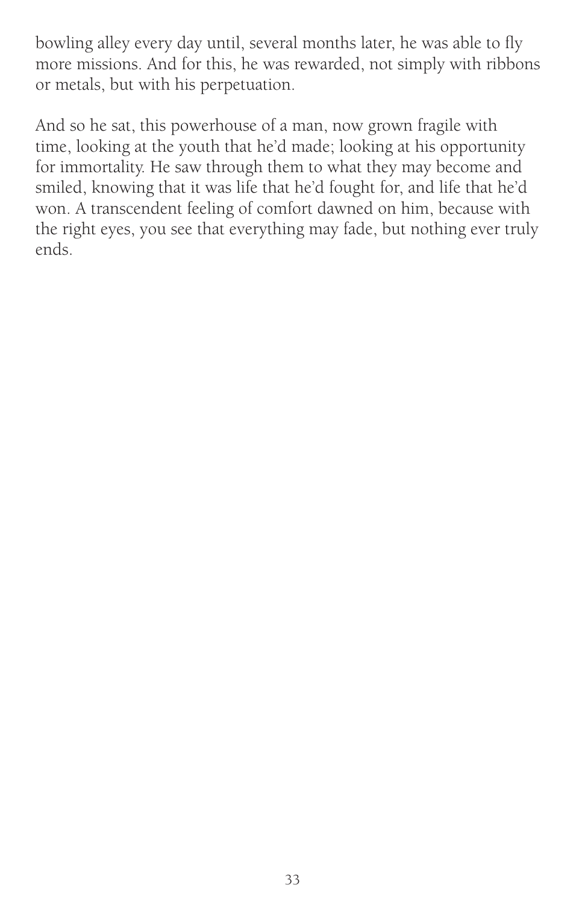bowling alley every day until, several months later, he was able to fly more missions. And for this, he was rewarded, not simply with ribbons or metals, but with his perpetuation.

And so he sat, this powerhouse of a man, now grown fragile with time, looking at the youth that he'd made; looking at his opportunity for immortality. He saw through them to what they may become and smiled, knowing that it was life that he'd fought for, and life that he'd won. A transcendent feeling of comfort dawned on him, because with the right eyes, you see that everything may fade, but nothing ever truly ends.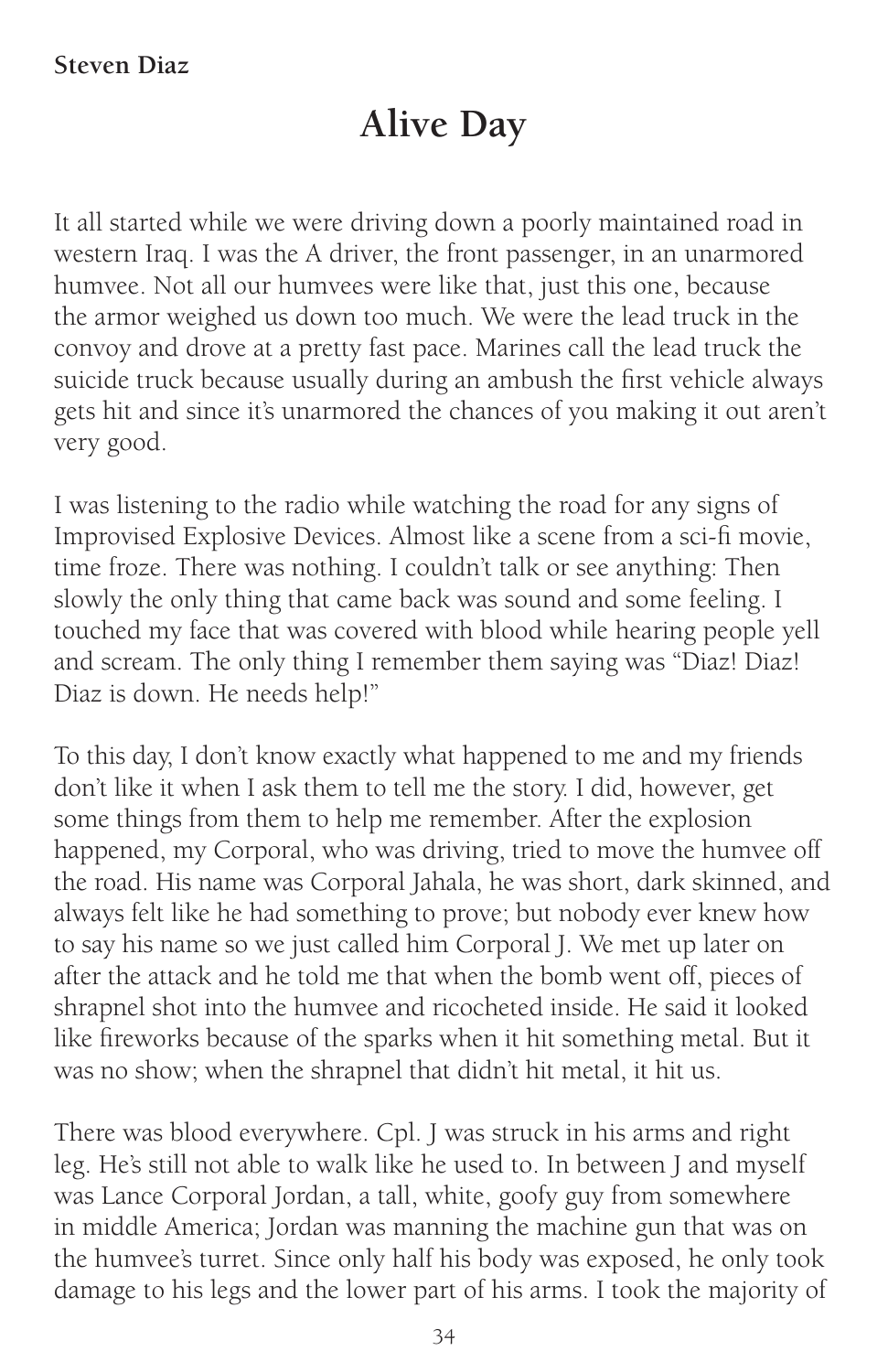**Steven Diaz**

# Alive Day

It all started while we were driving down a poorly maintained road in western Iraq. I was the A driver, the front passenger, in an unarmored humvee. Not all our humvees were like that, just this one, because the armor weighed us down too much. We were the lead truck in the convoy and drove at a pretty fast pace. Marines call the lead truck the suicide truck because usually during an ambush the first vehicle always gets hit and since it's unarmored the chances of you making it out aren't very good.

I was listening to the radio while watching the road for any signs of Improvised Explosive Devices. Almost like a scene from a sci-fi movie, time froze. There was nothing. I couldn't talk or see anything: Then slowly the only thing that came back was sound and some feeling. I touched my face that was covered with blood while hearing people yell and scream. The only thing I remember them saying was "Diaz! Diaz! Diaz is down. He needs help!"

To this day, I don't know exactly what happened to me and my friends don't like it when I ask them to tell me the story. I did, however, get some things from them to help me remember. After the explosion happened, my Corporal, who was driving, tried to move the humvee off the road. His name was Corporal Jahala, he was short, dark skinned, and always felt like he had something to prove; but nobody ever knew how to say his name so we just called him Corporal J. We met up later on after the attack and he told me that when the bomb went off, pieces of shrapnel shot into the humvee and ricocheted inside. He said it looked like fireworks because of the sparks when it hit something metal. But it was no show; when the shrapnel that didn't hit metal, it hit us.

There was blood everywhere. Cpl. J was struck in his arms and right leg. He's still not able to walk like he used to. In between J and myself was Lance Corporal Jordan, a tall, white, goofy guy from somewhere in middle America; Jordan was manning the machine gun that was on the humvee's turret. Since only half his body was exposed, he only took damage to his legs and the lower part of his arms. I took the majority of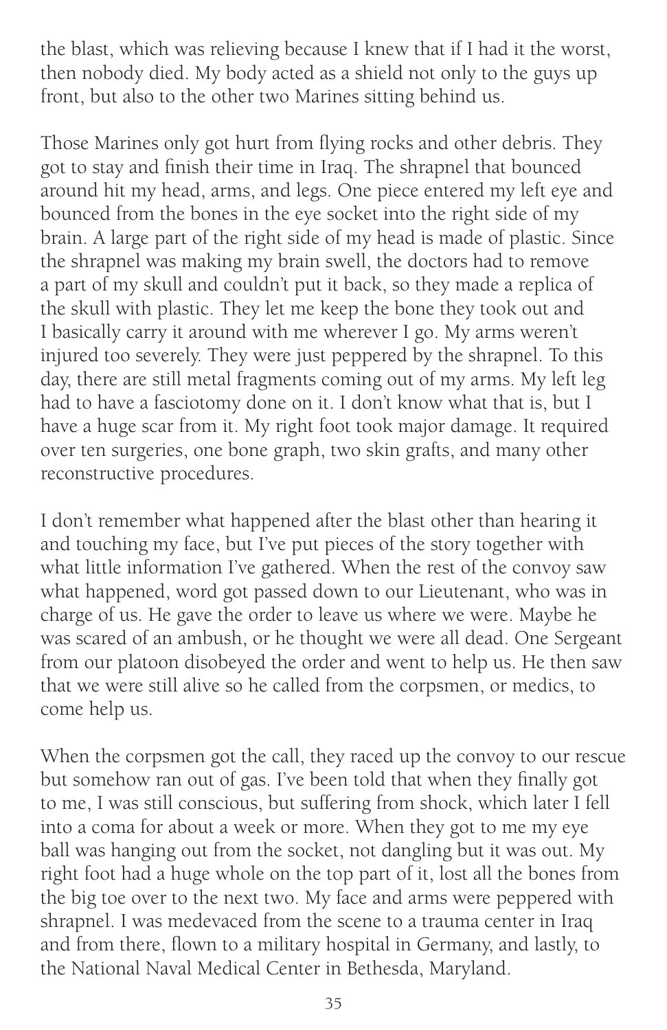the blast, which was relieving because I knew that if I had it the worst, then nobody died. My body acted as a shield not only to the guys up front, but also to the other two Marines sitting behind us.

Those Marines only got hurt from flying rocks and other debris. They got to stay and finish their time in Iraq. The shrapnel that bounced around hit my head, arms, and legs. One piece entered my left eye and bounced from the bones in the eye socket into the right side of my brain. A large part of the right side of my head is made of plastic. Since the shrapnel was making my brain swell, the doctors had to remove a part of my skull and couldn't put it back, so they made a replica of the skull with plastic. They let me keep the bone they took out and I basically carry it around with me wherever I go. My arms weren't injured too severely. They were just peppered by the shrapnel. To this day, there are still metal fragments coming out of my arms. My left leg had to have a fasciotomy done on it. I don't know what that is, but I have a huge scar from it. My right foot took major damage. It required over ten surgeries, one bone graph, two skin grafts, and many other reconstructive procedures.

I don't remember what happened after the blast other than hearing it and touching my face, but I've put pieces of the story together with what little information I've gathered. When the rest of the convoy saw what happened, word got passed down to our Lieutenant, who was in charge of us. He gave the order to leave us where we were. Maybe he was scared of an ambush, or he thought we were all dead. One Sergeant from our platoon disobeyed the order and went to help us. He then saw that we were still alive so he called from the corpsmen, or medics, to come help us.

When the corpsmen got the call, they raced up the convoy to our rescue but somehow ran out of gas. I've been told that when they finally got to me, I was still conscious, but suffering from shock, which later I fell into a coma for about a week or more. When they got to me my eye ball was hanging out from the socket, not dangling but it was out. My right foot had a huge whole on the top part of it, lost all the bones from the big toe over to the next two. My face and arms were peppered with shrapnel. I was medevaced from the scene to a trauma center in Iraq and from there, flown to a military hospital in Germany, and lastly, to the National Naval Medical Center in Bethesda, Maryland.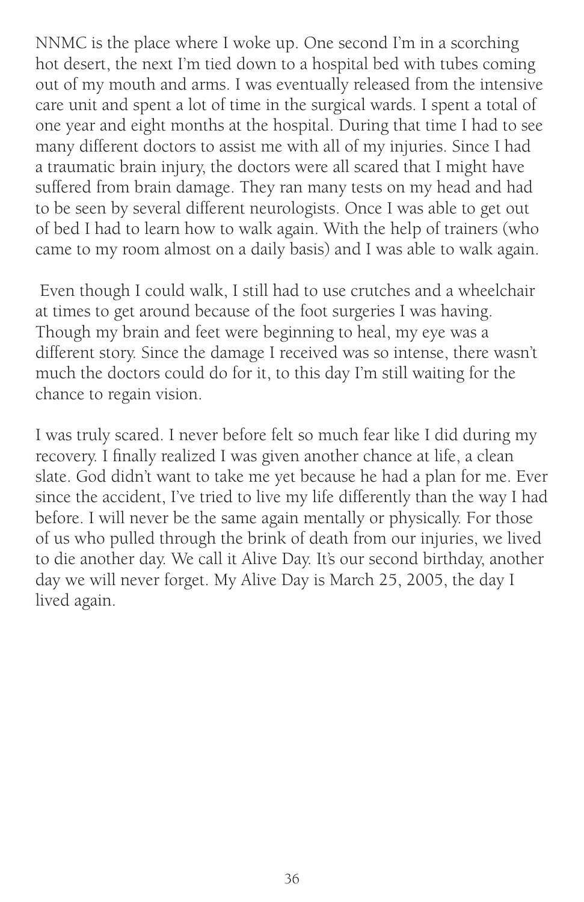NNMC is the place where I woke up. One second I'm in a scorching hot desert, the next I'm tied down to a hospital bed with tubes coming out of my mouth and arms. I was eventually released from the intensive care unit and spent a lot of time in the surgical wards. I spent a total of one year and eight months at the hospital. During that time I had to see many different doctors to assist me with all of my injuries. Since I had a traumatic brain injury, the doctors were all scared that I might have suffered from brain damage. They ran many tests on my head and had to be seen by several different neurologists. Once I was able to get out of bed I had to learn how to walk again. With the help of trainers (who came to my room almost on a daily basis) and I was able to walk again.

Even though I could walk, I still had to use crutches and a wheelchair at times to get around because of the foot surgeries I was having. Though my brain and feet were beginning to heal, my eye was a different story. Since the damage I received was so intense, there wasn't much the doctors could do for it, to this day I'm still waiting for the chance to regain vision.

I was truly scared. I never before felt so much fear like I did during my recovery. I finally realized I was given another chance at life, a clean slate. God didn't want to take me yet because he had a plan for me. Ever since the accident, I've tried to live my life differently than the way I had before. I will never be the same again mentally or physically. For those of us who pulled through the brink of death from our injuries, we lived to die another day. We call it Alive Day. It's our second birthday, another day we will never forget. My Alive Day is March 25, 2005, the day I lived again.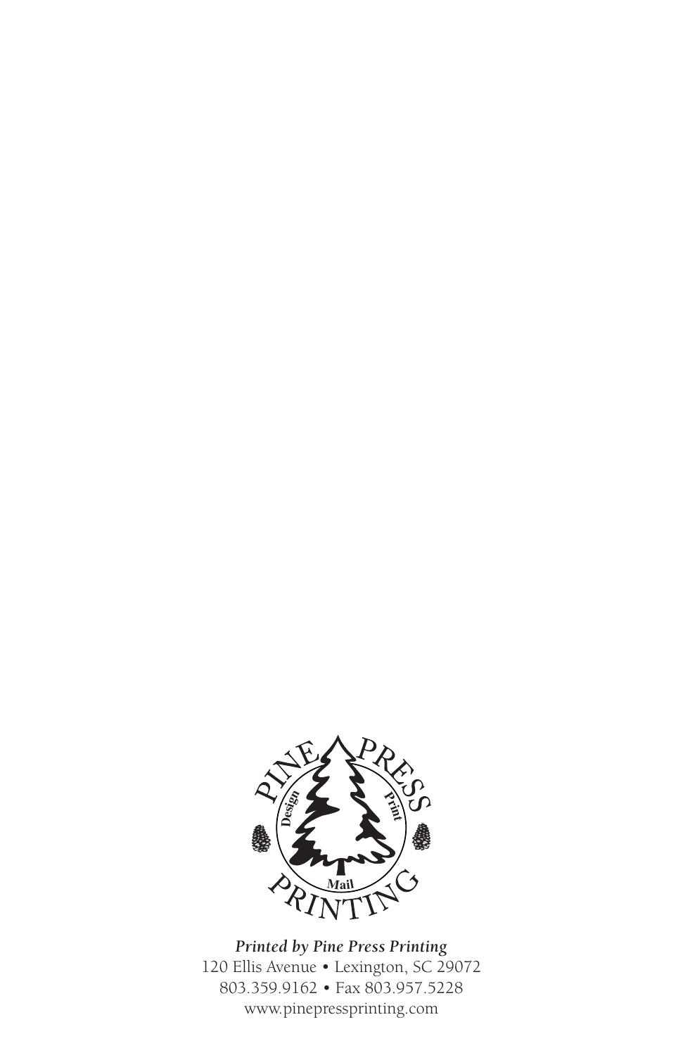*Printed by Pine Press Printing*
120 Ellis Avenue • Lexington, SC 29072
803.359.9162 • Fax 803.957.5228
www.pinepressprinting.com